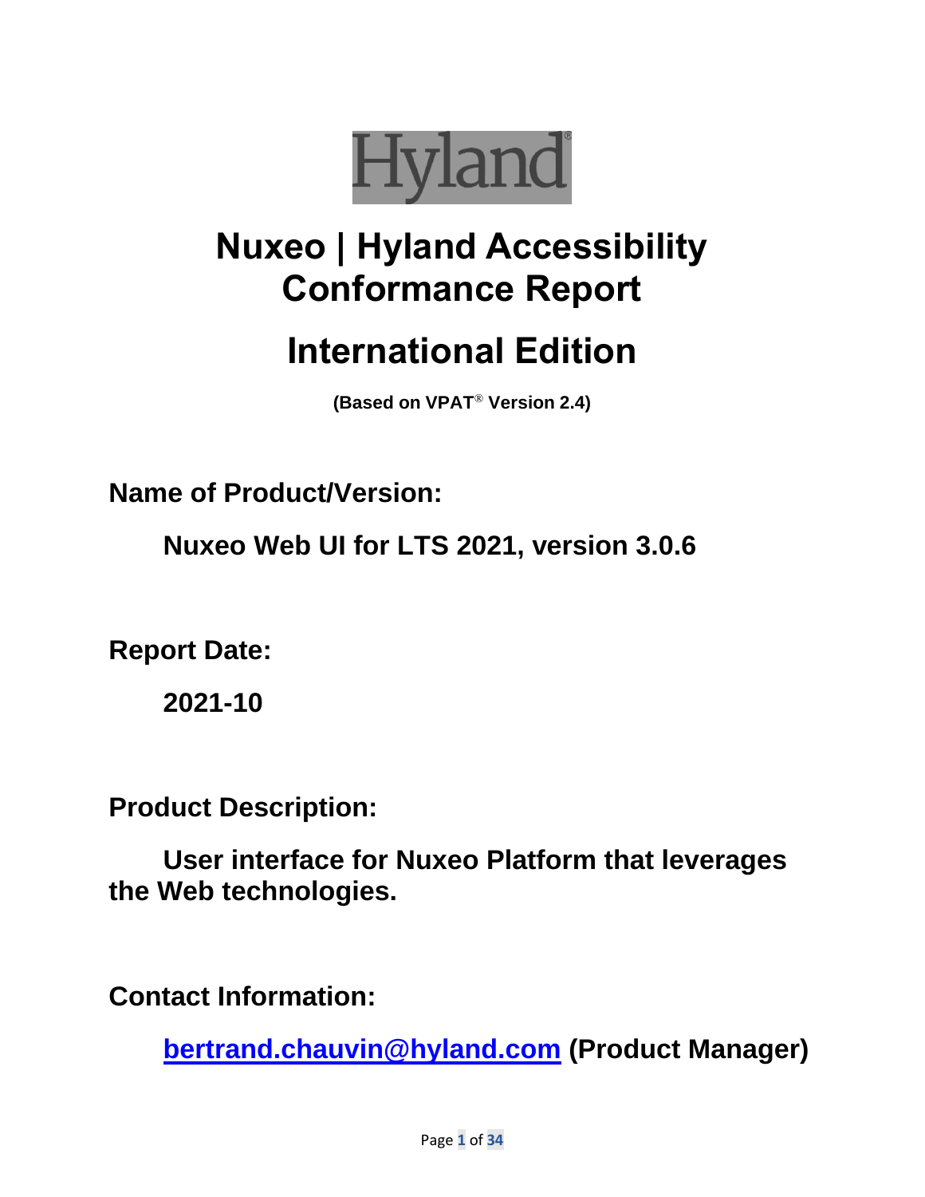Hyland®

# Nuxeo | Hyland Accessibility Conformance Report

# International Edition

**(Based on VPAT® Version 2.4)**

**Name of Product/Version:**

**Nuxeo Web UI for LTS 2021, version 3.0.6**

**Report Date:**

**2021-10**

**Product Description:**

**User interface for Nuxeo Platform that leverages the Web technologies.**

**Contact Information:**

**bertrand.chauvin@hyland.com (Product Manager)**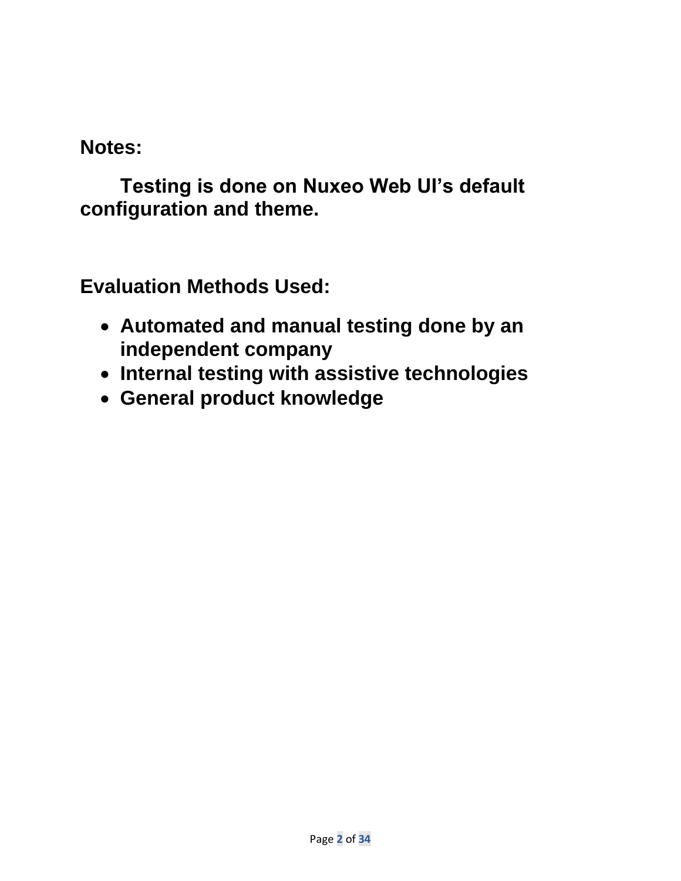**Notes:**

**Testing is done on Nuxeo Web UI's default configuration and theme.**

**Evaluation Methods Used:**

- **Automated and manual testing done by an independent company**
- **Internal testing with assistive technologies**
- **General product knowledge**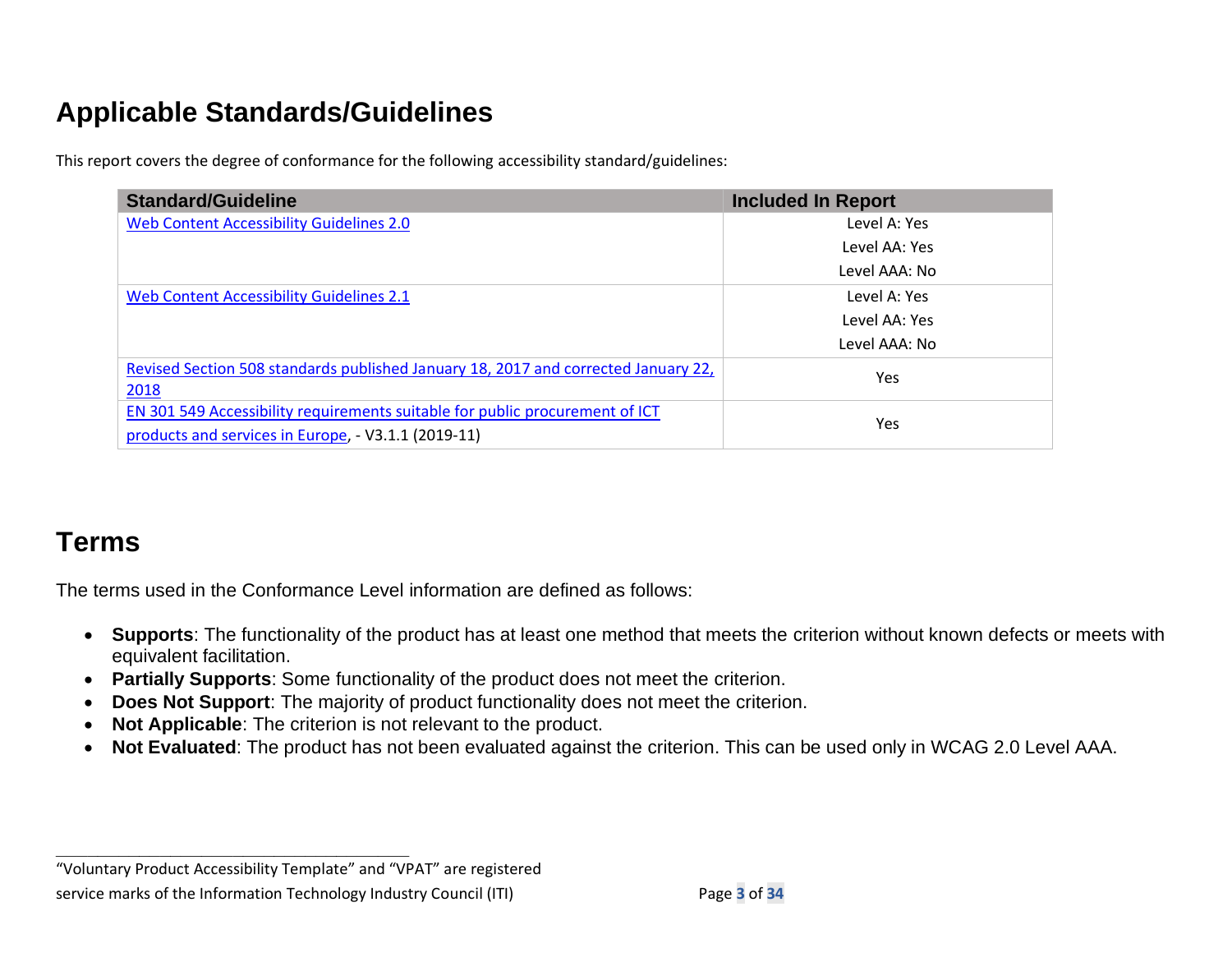## Applicable Standards/Guidelines

This report covers the degree of conformance for the following accessibility standard/guidelines:

| Standard/Guideline | Included In Report |
| --- | --- |
| Web Content Accessibility Guidelines 2.0 | Level A: Yes<br>Level AA: Yes<br>Level AAA: No |
| Web Content Accessibility Guidelines 2.1 | Level A: Yes<br>Level AA: Yes<br>Level AAA: No |
| Revised Section 508 standards published January 18, 2017 and corrected January 22, 2018 | Yes |
| EN 301 549 Accessibility requirements suitable for public procurement of ICT products and services in Europe, - V3.1.1 (2019-11) | Yes |

## Terms

The terms used in the Conformance Level information are defined as follows:

- **Supports**: The functionality of the product has at least one method that meets the criterion without known defects or meets with equivalent facilitation.
- **Partially Supports**: Some functionality of the product does not meet the criterion.
- **Does Not Support**: The majority of product functionality does not meet the criterion.
- **Not Applicable**: The criterion is not relevant to the product.
- **Not Evaluated**: The product has not been evaluated against the criterion. This can be used only in WCAG 2.0 Level AAA.

"Voluntary Product Accessibility Template" and "VPAT" are registered service marks of the Information Technology Industry Council (ITI)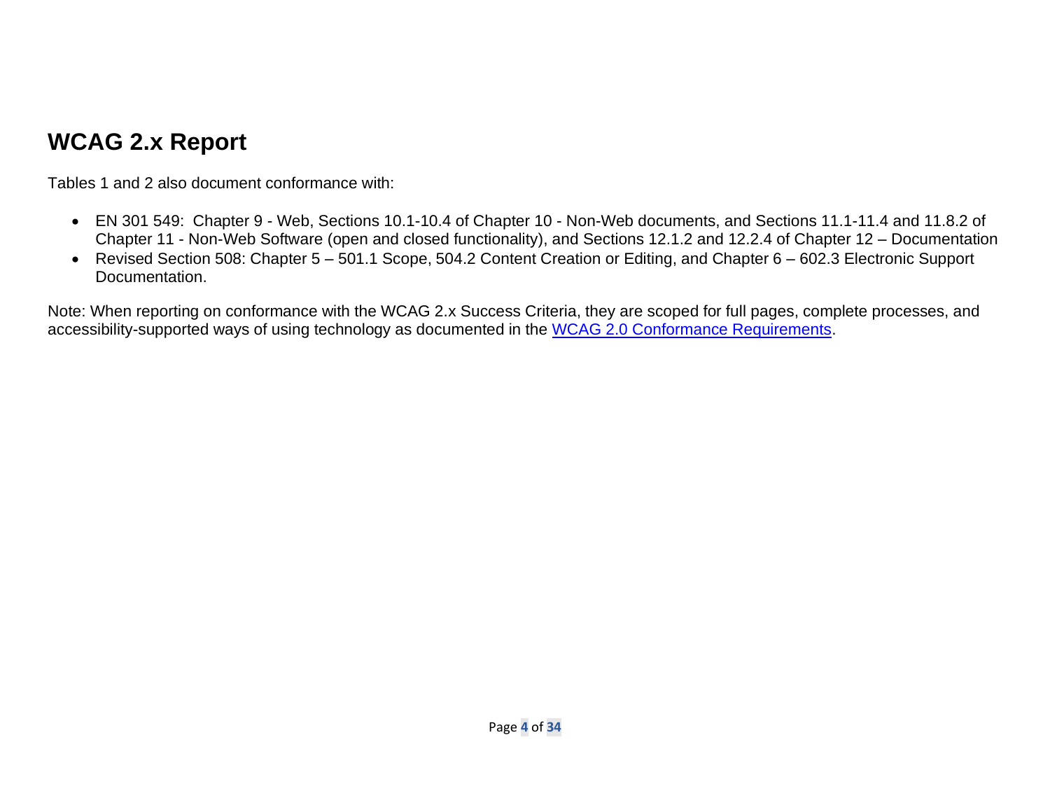## WCAG 2.x Report

Tables 1 and 2 also document conformance with:

- EN 301 549: Chapter 9 - Web, Sections 10.1-10.4 of Chapter 10 - Non-Web documents, and Sections 11.1-11.4 and 11.8.2 of Chapter 11 - Non-Web Software (open and closed functionality), and Sections 12.1.2 and 12.2.4 of Chapter 12 – Documentation
- Revised Section 508: Chapter 5 – 501.1 Scope, 504.2 Content Creation or Editing, and Chapter 6 – 602.3 Electronic Support Documentation.

Note: When reporting on conformance with the WCAG 2.x Success Criteria, they are scoped for full pages, complete processes, and accessibility-supported ways of using technology as documented in the [WCAG 2.0 Conformance Requirements](WCAG 2.0 Conformance Requirements).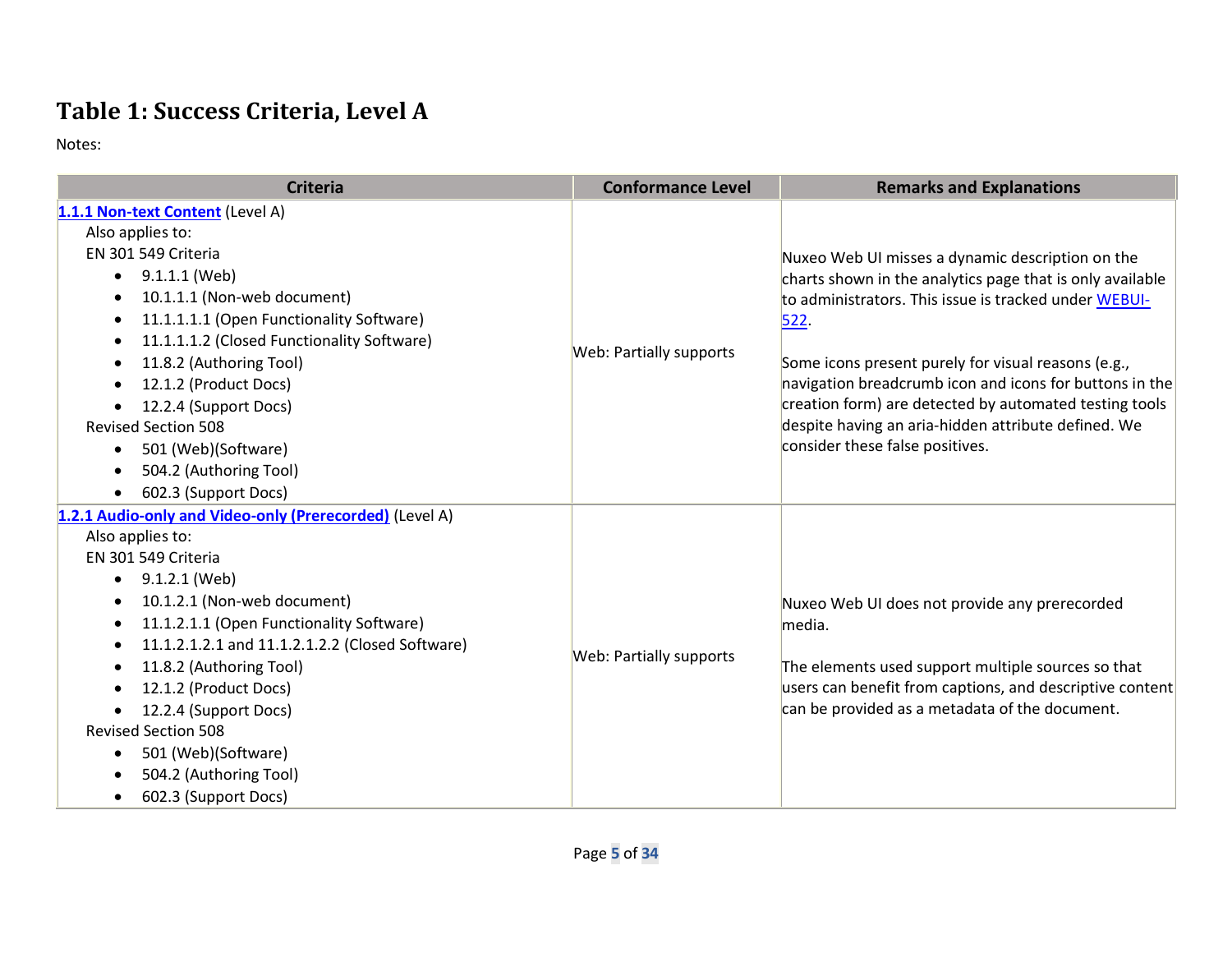# Table 1: Success Criteria, Level A

Notes:

| Criteria | Conformance Level | Remarks and Explanations |
|---|---|---|
| **1.1.1 Non-text Content** (Level A)<br>Also applies to:<br>EN 301 549 Criteria<br>• 9.1.1.1 (Web)<br>• 10.1.1.1 (Non-web document)<br>• 11.1.1.1.1 (Open Functionality Software)<br>• 11.1.1.1.2 (Closed Functionality Software)<br>• 11.8.2 (Authoring Tool)<br>• 12.1.2 (Product Docs)<br>• 12.2.4 (Support Docs)<br>Revised Section 508<br>• 501 (Web)(Software)<br>• 504.2 (Authoring Tool)<br>• 602.3 (Support Docs) | Web: Partially supports | Nuxeo Web UI misses a dynamic description on the charts shown in the analytics page that is only available to administrators. This issue is tracked under WEBUI-522.<br><br>Some icons present purely for visual reasons (e.g., navigation breadcrumb icon and icons for buttons in the creation form) are detected by automated testing tools despite having an aria-hidden attribute defined. We consider these false positives. |
| **1.2.1 Audio-only and Video-only (Prerecorded)** (Level A)<br>Also applies to:<br>EN 301 549 Criteria<br>• 9.1.2.1 (Web)<br>• 10.1.2.1 (Non-web document)<br>• 11.1.2.1.1 (Open Functionality Software)<br>• 11.1.2.1.2.1 and 11.1.2.1.2.2 (Closed Software)<br>• 11.8.2 (Authoring Tool)<br>• 12.1.2 (Product Docs)<br>• 12.2.4 (Support Docs)<br>Revised Section 508<br>• 501 (Web)(Software)<br>• 504.2 (Authoring Tool)<br>• 602.3 (Support Docs) | Web: Partially supports | Nuxeo Web UI does not provide any prerecorded media.<br><br>The elements used support multiple sources so that users can benefit from captions, and descriptive content can be provided as a metadata of the document. |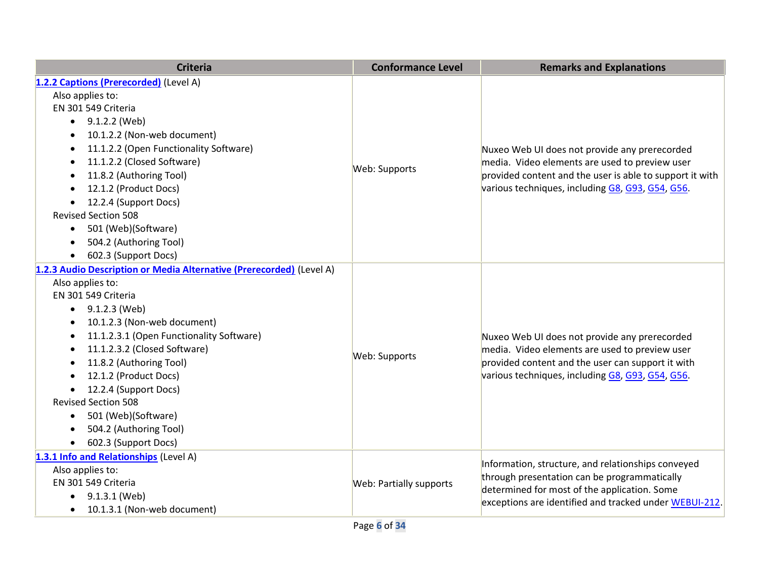| Criteria | Conformance Level | Remarks and Explanations |
| --- | --- | --- |
| **1.2.2 Captions (Prerecorded)** (Level A)<br>Also applies to:<br>EN 301 549 Criteria<br>• 9.1.2.2 (Web)<br>• 10.1.2.2 (Non-web document)<br>• 11.1.2.2 (Open Functionality Software)<br>• 11.1.2.2 (Closed Software)<br>• 11.8.2 (Authoring Tool)<br>• 12.1.2 (Product Docs)<br>• 12.2.4 (Support Docs)<br>Revised Section 508<br>• 501 (Web)(Software)<br>• 504.2 (Authoring Tool)<br>• 602.3 (Support Docs) | Web: Supports | Nuxeo Web UI does not provide any prerecorded media. Video elements are used to preview user provided content and the user is able to support it with various techniques, including G8, G93, G54, G56. |
| **1.2.3 Audio Description or Media Alternative (Prerecorded)** (Level A)<br>Also applies to:<br>EN 301 549 Criteria<br>• 9.1.2.3 (Web)<br>• 10.1.2.3 (Non-web document)<br>• 11.1.2.3.1 (Open Functionality Software)<br>• 11.1.2.3.2 (Closed Software)<br>• 11.8.2 (Authoring Tool)<br>• 12.1.2 (Product Docs)<br>• 12.2.4 (Support Docs)<br>Revised Section 508<br>• 501 (Web)(Software)<br>• 504.2 (Authoring Tool)<br>• 602.3 (Support Docs) | Web: Supports | Nuxeo Web UI does not provide any prerecorded media. Video elements are used to preview user provided content and the user can support it with various techniques, including G8, G93, G54, G56. |
| **1.3.1 Info and Relationships** (Level A)<br>Also applies to:<br>EN 301 549 Criteria<br>• 9.1.3.1 (Web)<br>• 10.1.3.1 (Non-web document) | Web: Partially supports | Information, structure, and relationships conveyed through presentation can be programmatically determined for most of the application. Some exceptions are identified and tracked under WEBUI-212. |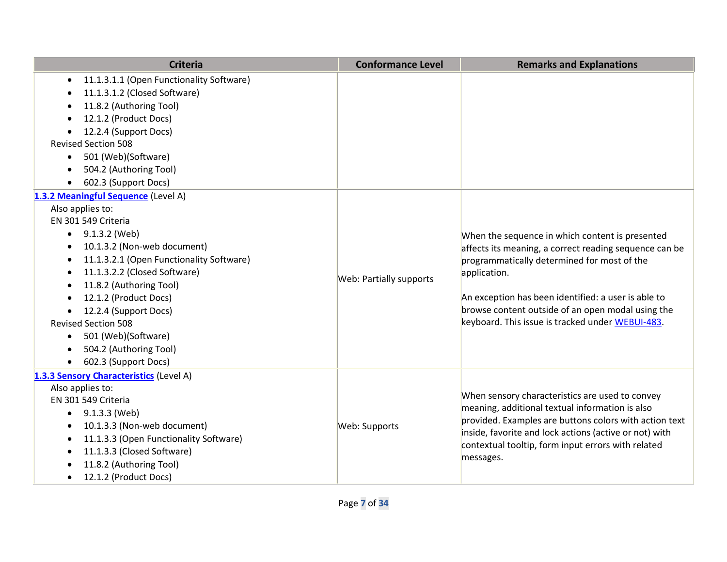| Criteria | Conformance Level | Remarks and Explanations |
| --- | --- | --- |
| • 11.1.3.1.1 (Open Functionality Software)<br>• 11.1.3.1.2 (Closed Software)<br>• 11.8.2 (Authoring Tool)<br>• 12.1.2 (Product Docs)<br>• 12.2.4 (Support Docs)<br>Revised Section 508<br>• 501 (Web)(Software)<br>• 504.2 (Authoring Tool)<br>• 602.3 (Support Docs) | | |
| **[1.3.2 Meaningful Sequence](#)** (Level A)<br>Also applies to:<br>EN 301 549 Criteria<br>• 9.1.3.2 (Web)<br>• 10.1.3.2 (Non-web document)<br>• 11.1.3.2.1 (Open Functionality Software)<br>• 11.1.3.2.2 (Closed Software)<br>• 11.8.2 (Authoring Tool)<br>• 12.1.2 (Product Docs)<br>• 12.2.4 (Support Docs)<br>Revised Section 508<br>• 501 (Web)(Software)<br>• 504.2 (Authoring Tool)<br>• 602.3 (Support Docs) | Web: Partially supports | When the sequence in which content is presented affects its meaning, a correct reading sequence can be programmatically determined for most of the application.<br><br>An exception has been identified: a user is able to browse content outside of an open modal using the keyboard. This issue is tracked under [WEBUI-483](#). |
| **[1.3.3 Sensory Characteristics](#)** (Level A)<br>Also applies to:<br>EN 301 549 Criteria<br>• 9.1.3.3 (Web)<br>• 10.1.3.3 (Non-web document)<br>• 11.1.3.3 (Open Functionality Software)<br>• 11.1.3.3 (Closed Software)<br>• 11.8.2 (Authoring Tool)<br>• 12.1.2 (Product Docs) | Web: Supports | When sensory characteristics are used to convey meaning, additional textual information is also provided. Examples are buttons colors with action text inside, favorite and lock actions (active or not) with contextual tooltip, form input errors with related messages. |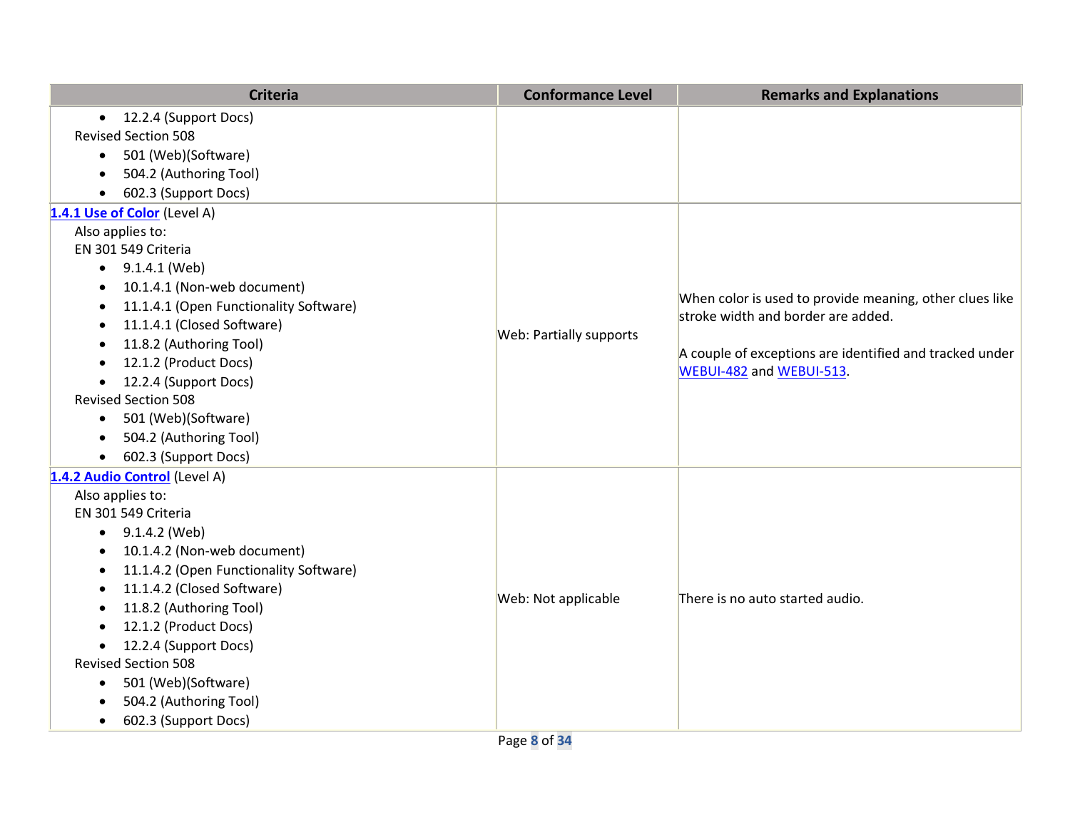| Criteria | Conformance Level | Remarks and Explanations |
| --- | --- | --- |
| • 12.2.4 (Support Docs)<br>Revised Section 508<br>• 501 (Web)(Software)<br>• 504.2 (Authoring Tool)<br>• 602.3 (Support Docs) | | |
| **[1.4.1 Use of Color]** (Level A)<br>Also applies to:<br>EN 301 549 Criteria<br>• 9.1.4.1 (Web)<br>• 10.1.4.1 (Non-web document)<br>• 11.1.4.1 (Open Functionality Software)<br>• 11.1.4.1 (Closed Software)<br>• 11.8.2 (Authoring Tool)<br>• 12.1.2 (Product Docs)<br>• 12.2.4 (Support Docs)<br>Revised Section 508<br>• 501 (Web)(Software)<br>• 504.2 (Authoring Tool)<br>• 602.3 (Support Docs) | Web: Partially supports | When color is used to provide meaning, other clues like stroke width and border are added.<br><br>A couple of exceptions are identified and tracked under WEBUI-482 and WEBUI-513. |
| **[1.4.2 Audio Control]** (Level A)<br>Also applies to:<br>EN 301 549 Criteria<br>• 9.1.4.2 (Web)<br>• 10.1.4.2 (Non-web document)<br>• 11.1.4.2 (Open Functionality Software)<br>• 11.1.4.2 (Closed Software)<br>• 11.8.2 (Authoring Tool)<br>• 12.1.2 (Product Docs)<br>• 12.2.4 (Support Docs)<br>Revised Section 508<br>• 501 (Web)(Software)<br>• 504.2 (Authoring Tool)<br>• 602.3 (Support Docs) | Web: Not applicable | There is no auto started audio. |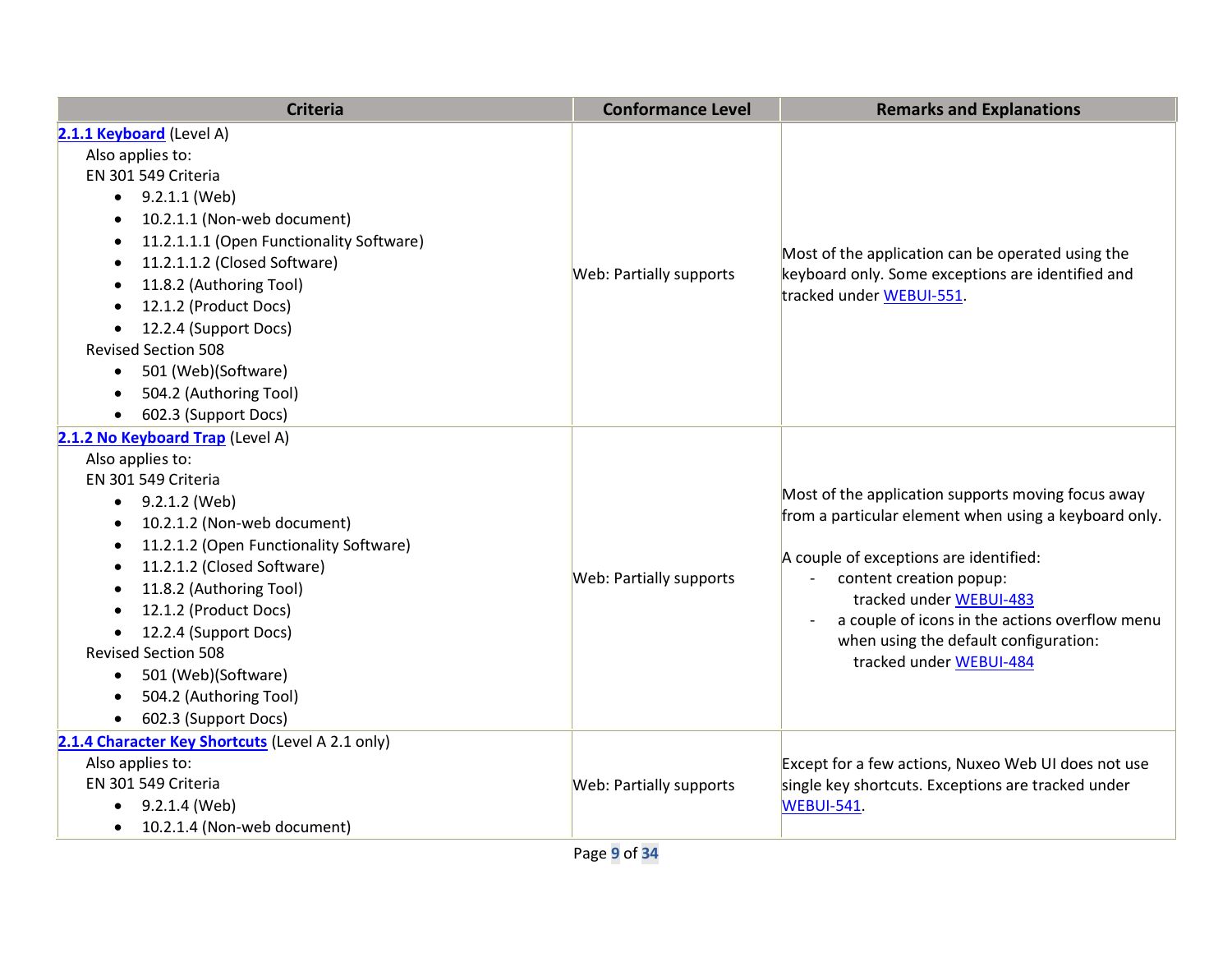| Criteria | Conformance Level | Remarks and Explanations |
| --- | --- | --- |
| **2.1.1 Keyboard** (Level A)<br>Also applies to:<br>EN 301 549 Criteria<br>• 9.2.1.1 (Web)<br>• 10.2.1.1 (Non-web document)<br>• 11.2.1.1.1 (Open Functionality Software)<br>• 11.2.1.1.2 (Closed Software)<br>• 11.8.2 (Authoring Tool)<br>• 12.1.2 (Product Docs)<br>• 12.2.4 (Support Docs)<br>Revised Section 508<br>• 501 (Web)(Software)<br>• 504.2 (Authoring Tool)<br>• 602.3 (Support Docs) | Web: Partially supports | Most of the application can be operated using the keyboard only. Some exceptions are identified and tracked under WEBUI-551. |
| **2.1.2 No Keyboard Trap** (Level A)<br>Also applies to:<br>EN 301 549 Criteria<br>• 9.2.1.2 (Web)<br>• 10.2.1.2 (Non-web document)<br>• 11.2.1.2 (Open Functionality Software)<br>• 11.2.1.2 (Closed Software)<br>• 11.8.2 (Authoring Tool)<br>• 12.1.2 (Product Docs)<br>• 12.2.4 (Support Docs)<br>Revised Section 508<br>• 501 (Web)(Software)<br>• 504.2 (Authoring Tool)<br>• 602.3 (Support Docs) | Web: Partially supports | Most of the application supports moving focus away from a particular element when using a keyboard only.<br><br>A couple of exceptions are identified:<br>- content creation popup: tracked under WEBUI-483<br>- a couple of icons in the actions overflow menu when using the default configuration: tracked under WEBUI-484 |
| **2.1.4 Character Key Shortcuts** (Level A 2.1 only)<br>Also applies to:<br>EN 301 549 Criteria<br>• 9.2.1.4 (Web)<br>• 10.2.1.4 (Non-web document) | Web: Partially supports | Except for a few actions, Nuxeo Web UI does not use single key shortcuts. Exceptions are tracked under WEBUI-541. |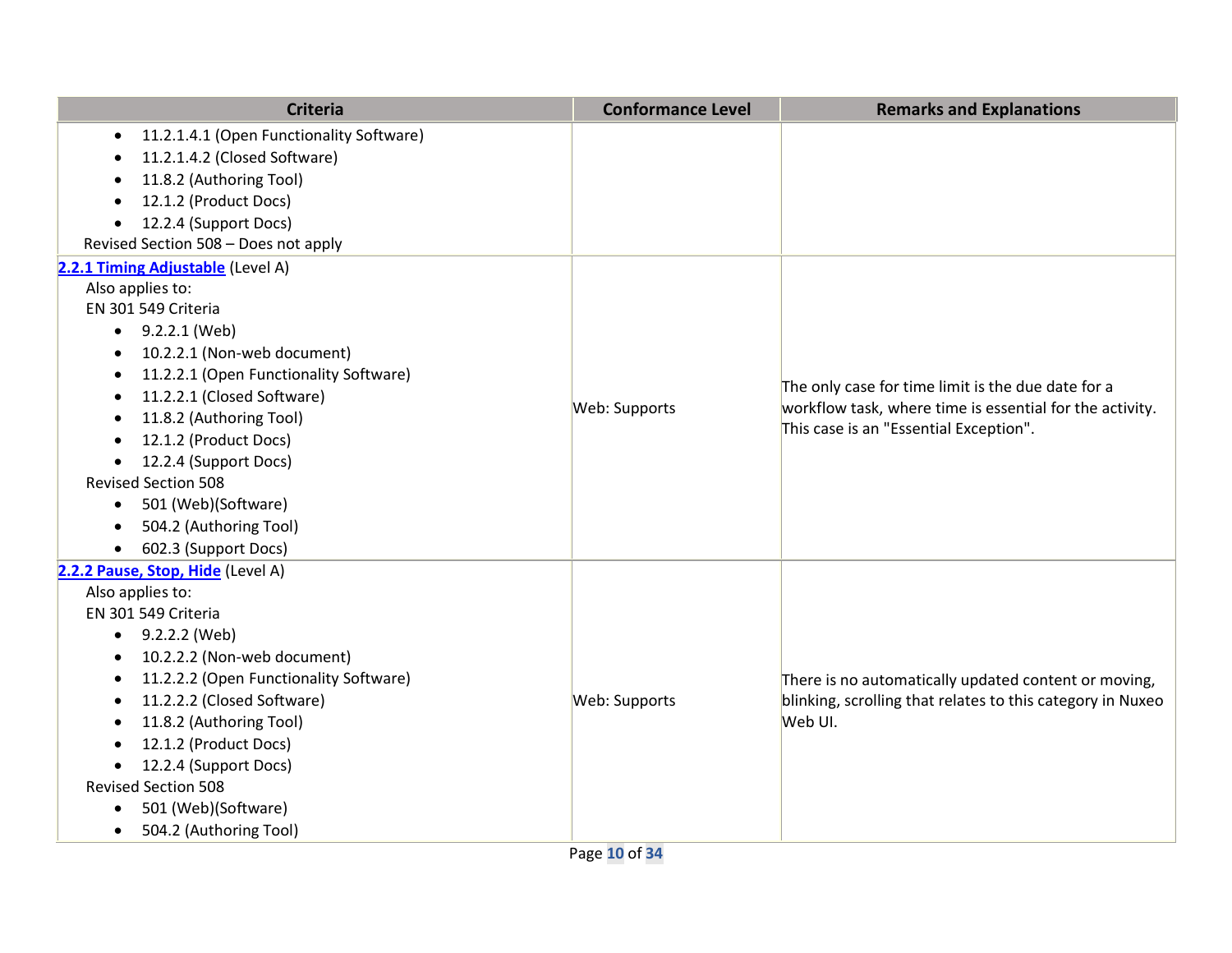| Criteria | Conformance Level | Remarks and Explanations |
| --- | --- | --- |
| <ul><li>11.2.1.4.1 (Open Functionality Software)</li><li>11.2.1.4.2 (Closed Software)</li><li>11.8.2 (Authoring Tool)</li><li>12.1.2 (Product Docs)</li><li>12.2.4 (Support Docs)</li></ul>Revised Section 508 – Does not apply | | |
| **2.2.1 Timing Adjustable** (Level A)<br>Also applies to:<br>EN 301 549 Criteria<ul><li>9.2.2.1 (Web)</li><li>10.2.2.1 (Non-web document)</li><li>11.2.2.1 (Open Functionality Software)</li><li>11.2.2.1 (Closed Software)</li><li>11.8.2 (Authoring Tool)</li><li>12.1.2 (Product Docs)</li><li>12.2.4 (Support Docs)</li></ul>Revised Section 508<ul><li>501 (Web)(Software)</li><li>504.2 (Authoring Tool)</li><li>602.3 (Support Docs)</li></ul> | Web: Supports | The only case for time limit is the due date for a workflow task, where time is essential for the activity. This case is an "Essential Exception". |
| **2.2.2 Pause, Stop, Hide** (Level A)<br>Also applies to:<br>EN 301 549 Criteria<ul><li>9.2.2.2 (Web)</li><li>10.2.2.2 (Non-web document)</li><li>11.2.2.2 (Open Functionality Software)</li><li>11.2.2.2 (Closed Software)</li><li>11.8.2 (Authoring Tool)</li><li>12.1.2 (Product Docs)</li><li>12.2.4 (Support Docs)</li></ul>Revised Section 508<ul><li>501 (Web)(Software)</li><li>504.2 (Authoring Tool)</li></ul> | Web: Supports | There is no automatically updated content or moving, blinking, scrolling that relates to this category in Nuxeo Web UI. |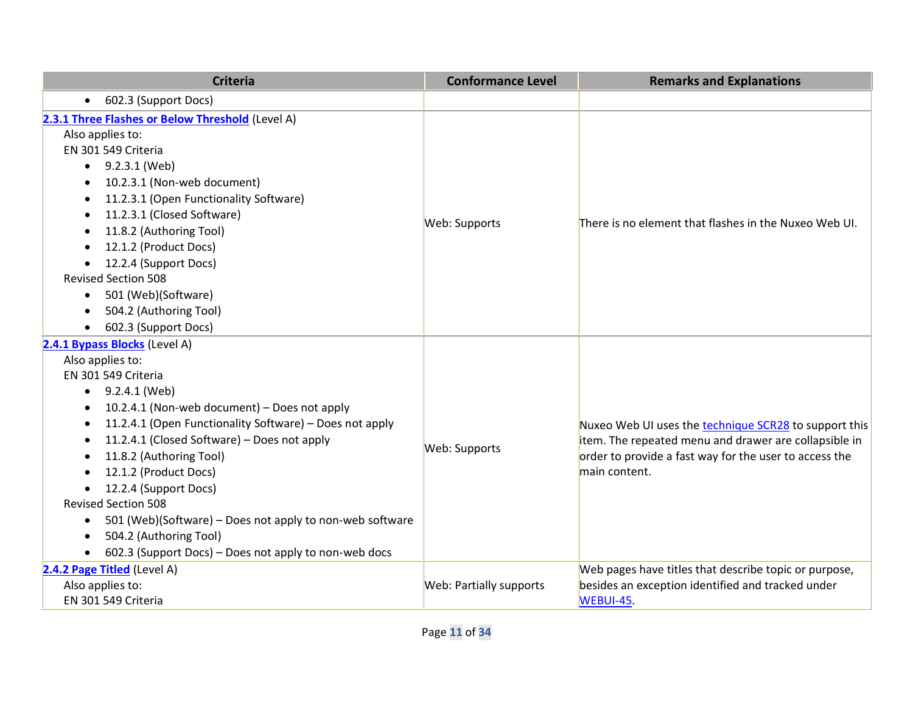| Criteria | Conformance Level | Remarks and Explanations |
|---|---|---|
| • 602.3 (Support Docs) | | |
| **2.3.1 Three Flashes or Below Threshold** (Level A)<br>Also applies to:<br>EN 301 549 Criteria<br>• 9.2.3.1 (Web)<br>• 10.2.3.1 (Non-web document)<br>• 11.2.3.1 (Open Functionality Software)<br>• 11.2.3.1 (Closed Software)<br>• 11.8.2 (Authoring Tool)<br>• 12.1.2 (Product Docs)<br>• 12.2.4 (Support Docs)<br>Revised Section 508<br>• 501 (Web)(Software)<br>• 504.2 (Authoring Tool)<br>• 602.3 (Support Docs) | Web: Supports | There is no element that flashes in the Nuxeo Web UI. |
| **2.4.1 Bypass Blocks** (Level A)<br>Also applies to:<br>EN 301 549 Criteria<br>• 9.2.4.1 (Web)<br>• 10.2.4.1 (Non-web document) – Does not apply<br>• 11.2.4.1 (Open Functionality Software) – Does not apply<br>• 11.2.4.1 (Closed Software) – Does not apply<br>• 11.8.2 (Authoring Tool)<br>• 12.1.2 (Product Docs)<br>• 12.2.4 (Support Docs)<br>Revised Section 508<br>• 501 (Web)(Software) – Does not apply to non-web software<br>• 504.2 (Authoring Tool)<br>• 602.3 (Support Docs) – Does not apply to non-web docs | Web: Supports | Nuxeo Web UI uses the technique SCR28 to support this item. The repeated menu and drawer are collapsible in order to provide a fast way for the user to access the main content. |
| **2.4.2 Page Titled** (Level A)<br>Also applies to:<br>EN 301 549 Criteria | Web: Partially supports | Web pages have titles that describe topic or purpose, besides an exception identified and tracked under WEBUI-45. |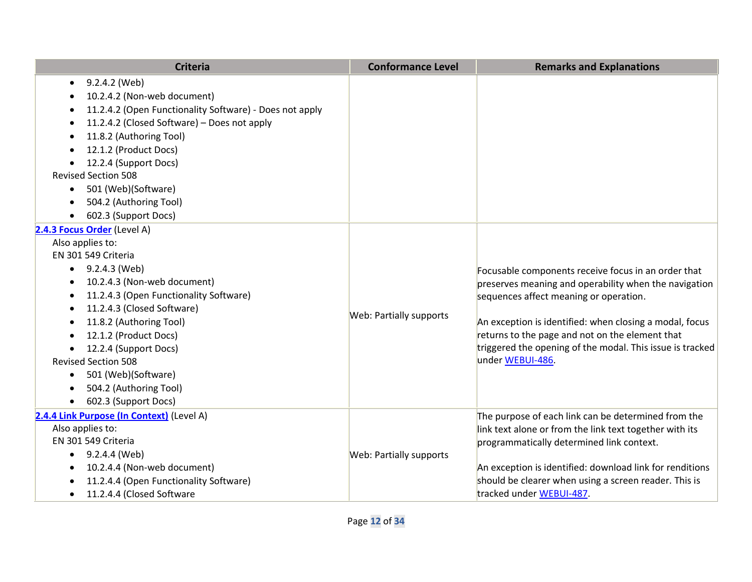| Criteria | Conformance Level | Remarks and Explanations |
| --- | --- | --- |
| <ul><li>9.2.4.2 (Web)</li><li>10.2.4.2 (Non-web document)</li><li>11.2.4.2 (Open Functionality Software) - Does not apply</li><li>11.2.4.2 (Closed Software) – Does not apply</li><li>11.8.2 (Authoring Tool)</li><li>12.1.2 (Product Docs)</li><li>12.2.4 (Support Docs)</li></ul>Revised Section 508<ul><li>501 (Web)(Software)</li><li>504.2 (Authoring Tool)</li><li>602.3 (Support Docs)</li></ul> | | |
| **[2.4.3 Focus Order]()** (Level A)<br>Also applies to:<br>EN 301 549 Criteria<ul><li>9.2.4.3 (Web)</li><li>10.2.4.3 (Non-web document)</li><li>11.2.4.3 (Open Functionality Software)</li><li>11.2.4.3 (Closed Software)</li><li>11.8.2 (Authoring Tool)</li><li>12.1.2 (Product Docs)</li><li>12.2.4 (Support Docs)</li></ul>Revised Section 508<ul><li>501 (Web)(Software)</li><li>504.2 (Authoring Tool)</li><li>602.3 (Support Docs)</li></ul> | Web: Partially supports | Focusable components receive focus in an order that preserves meaning and operability when the navigation sequences affect meaning or operation.<br><br>An exception is identified: when closing a modal, focus returns to the page and not on the element that triggered the opening of the modal. This issue is tracked under [WEBUI-486](). |
| **[2.4.4 Link Purpose (In Context)]()** (Level A)<br>Also applies to:<br>EN 301 549 Criteria<ul><li>9.2.4.4 (Web)</li><li>10.2.4.4 (Non-web document)</li><li>11.2.4.4 (Open Functionality Software)</li><li>11.2.4.4 (Closed Software</li></ul> | Web: Partially supports | The purpose of each link can be determined from the link text alone or from the link text together with its programmatically determined link context.<br><br>An exception is identified: download link for renditions should be clearer when using a screen reader. This is tracked under [WEBUI-487](). |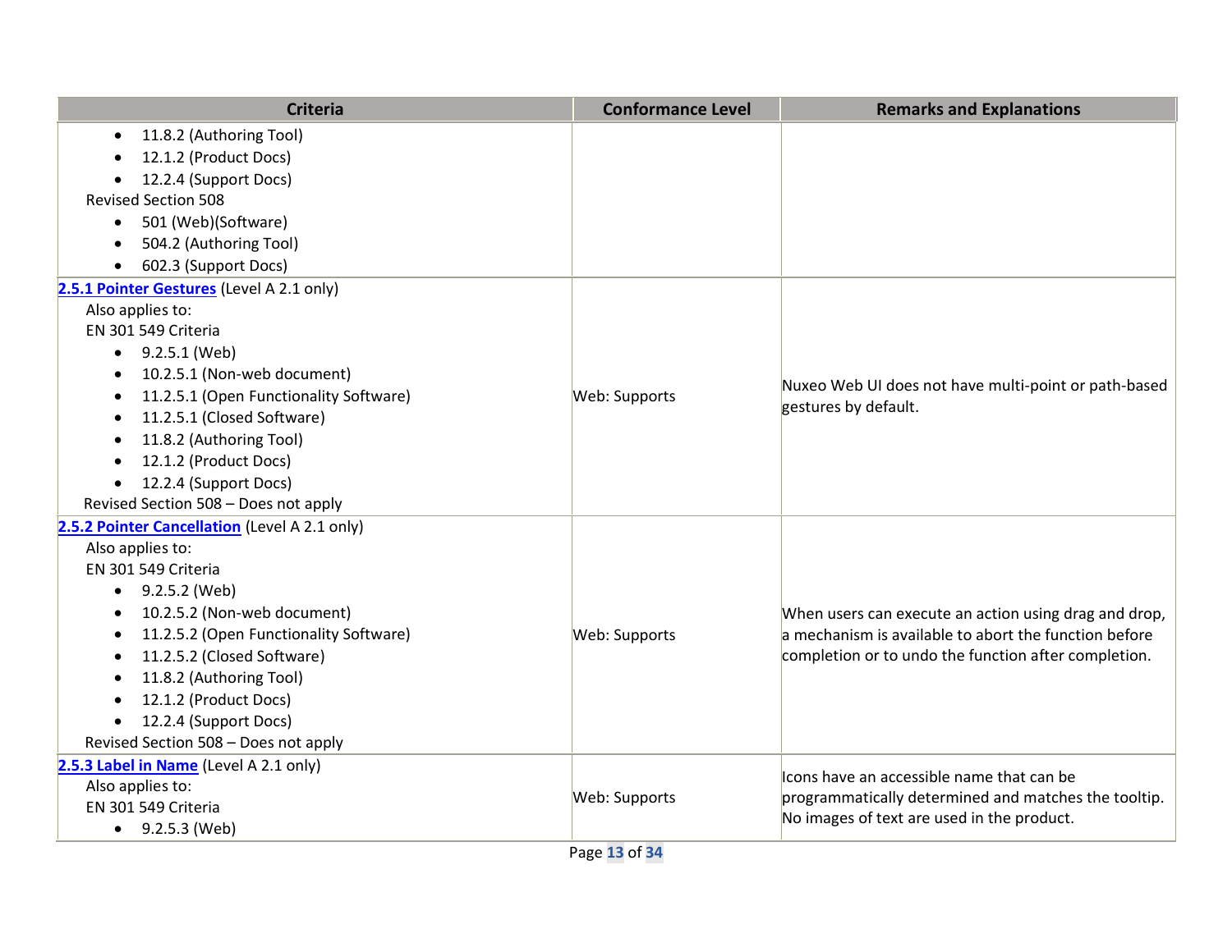| Criteria | Conformance Level | Remarks and Explanations |
|---|---|---|
| <ul><li>11.8.2 (Authoring Tool)</li><li>12.1.2 (Product Docs)</li><li>12.2.4 (Support Docs)</li></ul>Revised Section 508<ul><li>501 (Web)(Software)</li><li>504.2 (Authoring Tool)</li><li>602.3 (Support Docs)</li></ul> | | |
| **[2.5.1 Pointer Gestures]()** (Level A 2.1 only)<br>Also applies to:<br>EN 301 549 Criteria<ul><li>9.2.5.1 (Web)</li><li>10.2.5.1 (Non-web document)</li><li>11.2.5.1 (Open Functionality Software)</li><li>11.2.5.1 (Closed Software)</li><li>11.8.2 (Authoring Tool)</li><li>12.1.2 (Product Docs)</li><li>12.2.4 (Support Docs)</li></ul>Revised Section 508 – Does not apply | Web: Supports | Nuxeo Web UI does not have multi-point or path-based gestures by default. |
| **[2.5.2 Pointer Cancellation]()** (Level A 2.1 only)<br>Also applies to:<br>EN 301 549 Criteria<ul><li>9.2.5.2 (Web)</li><li>10.2.5.2 (Non-web document)</li><li>11.2.5.2 (Open Functionality Software)</li><li>11.2.5.2 (Closed Software)</li><li>11.8.2 (Authoring Tool)</li><li>12.1.2 (Product Docs)</li><li>12.2.4 (Support Docs)</li></ul>Revised Section 508 – Does not apply | Web: Supports | When users can execute an action using drag and drop, a mechanism is available to abort the function before completion or to undo the function after completion. |
| **[2.5.3 Label in Name]()** (Level A 2.1 only)<br>Also applies to:<br>EN 301 549 Criteria<ul><li>9.2.5.3 (Web)</li></ul> | Web: Supports | Icons have an accessible name that can be programmatically determined and matches the tooltip. No images of text are used in the product. |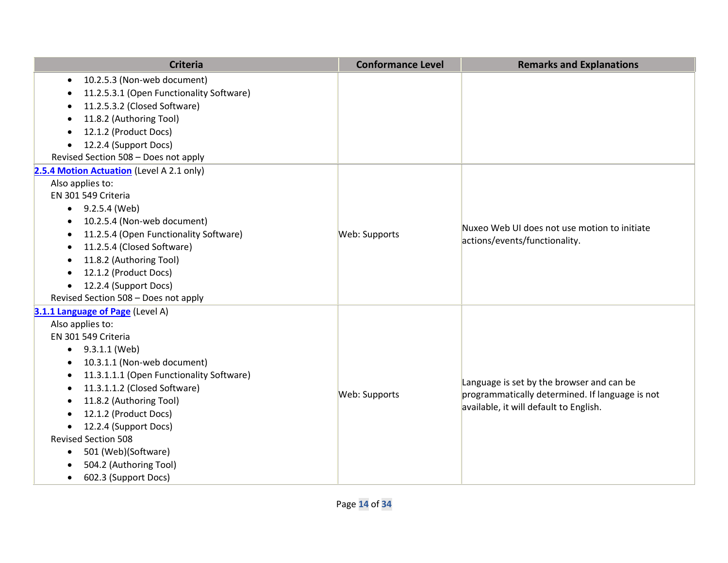| Criteria | Conformance Level | Remarks and Explanations |
|---|---|---|
| • 10.2.5.3 (Non-web document)<br>• 11.2.5.3.1 (Open Functionality Software)<br>• 11.2.5.3.2 (Closed Software)<br>• 11.8.2 (Authoring Tool)<br>• 12.1.2 (Product Docs)<br>• 12.2.4 (Support Docs)<br>Revised Section 508 – Does not apply | | |
| **2.5.4 Motion Actuation** (Level A 2.1 only)<br>Also applies to:<br>EN 301 549 Criteria<br>• 9.2.5.4 (Web)<br>• 10.2.5.4 (Non-web document)<br>• 11.2.5.4 (Open Functionality Software)<br>• 11.2.5.4 (Closed Software)<br>• 11.8.2 (Authoring Tool)<br>• 12.1.2 (Product Docs)<br>• 12.2.4 (Support Docs)<br>Revised Section 508 – Does not apply | Web: Supports | Nuxeo Web UI does not use motion to initiate actions/events/functionality. |
| **3.1.1 Language of Page** (Level A)<br>Also applies to:<br>EN 301 549 Criteria<br>• 9.3.1.1 (Web)<br>• 10.3.1.1 (Non-web document)<br>• 11.3.1.1.1 (Open Functionality Software)<br>• 11.3.1.1.2 (Closed Software)<br>• 11.8.2 (Authoring Tool)<br>• 12.1.2 (Product Docs)<br>• 12.2.4 (Support Docs)<br>Revised Section 508<br>• 501 (Web)(Software)<br>• 504.2 (Authoring Tool)<br>• 602.3 (Support Docs) | Web: Supports | Language is set by the browser and can be programmatically determined. If language is not available, it will default to English. |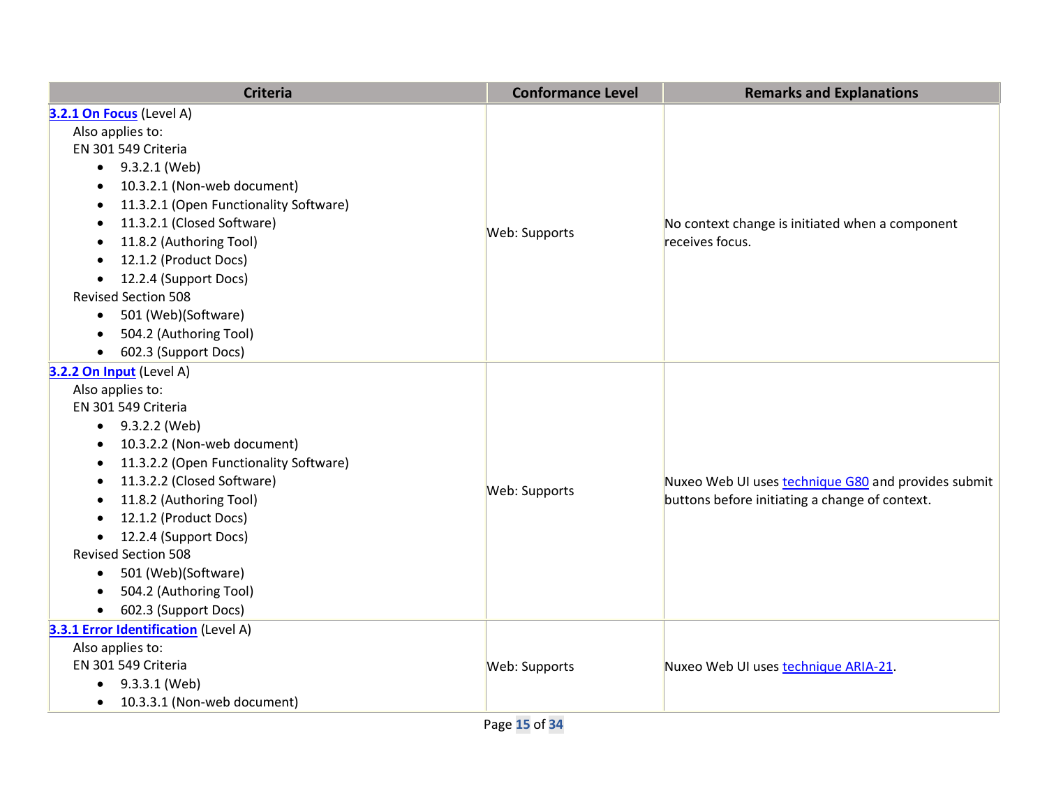| Criteria | Conformance Level | Remarks and Explanations |
| --- | --- | --- |
| **3.2.1 On Focus** (Level A)<br>Also applies to:<br>EN 301 549 Criteria<br>• 9.3.2.1 (Web)<br>• 10.3.2.1 (Non-web document)<br>• 11.3.2.1 (Open Functionality Software)<br>• 11.3.2.1 (Closed Software)<br>• 11.8.2 (Authoring Tool)<br>• 12.1.2 (Product Docs)<br>• 12.2.4 (Support Docs)<br>Revised Section 508<br>• 501 (Web)(Software)<br>• 504.2 (Authoring Tool)<br>• 602.3 (Support Docs) | Web: Supports | No context change is initiated when a component receives focus. |
| **3.2.2 On Input** (Level A)<br>Also applies to:<br>EN 301 549 Criteria<br>• 9.3.2.2 (Web)<br>• 10.3.2.2 (Non-web document)<br>• 11.3.2.2 (Open Functionality Software)<br>• 11.3.2.2 (Closed Software)<br>• 11.8.2 (Authoring Tool)<br>• 12.1.2 (Product Docs)<br>• 12.2.4 (Support Docs)<br>Revised Section 508<br>• 501 (Web)(Software)<br>• 504.2 (Authoring Tool)<br>• 602.3 (Support Docs) | Web: Supports | Nuxeo Web UI uses technique G80 and provides submit buttons before initiating a change of context. |
| **3.3.1 Error Identification** (Level A)<br>Also applies to:<br>EN 301 549 Criteria<br>• 9.3.3.1 (Web)<br>• 10.3.3.1 (Non-web document) | Web: Supports | Nuxeo Web UI uses technique ARIA-21. |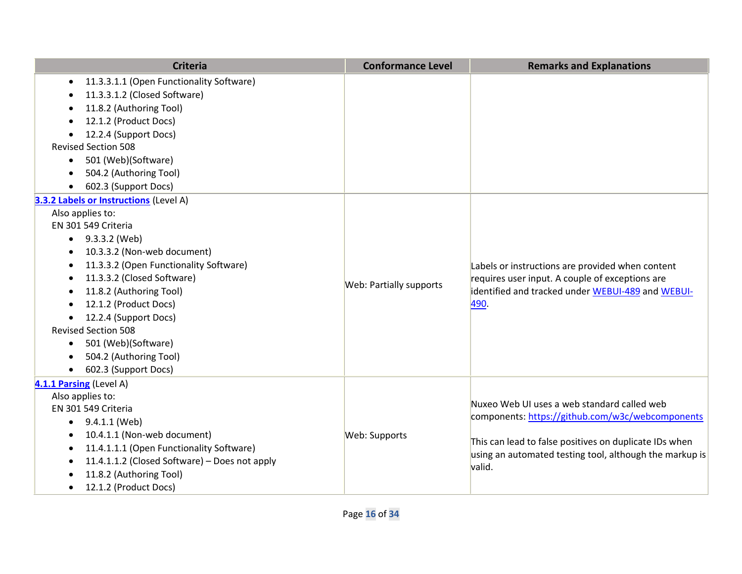| Criteria | Conformance Level | Remarks and Explanations |
|---|---|---|
| <ul><li>11.3.3.1.1 (Open Functionality Software)</li><li>11.3.3.1.2 (Closed Software)</li><li>11.8.2 (Authoring Tool)</li><li>12.1.2 (Product Docs)</li><li>12.2.4 (Support Docs)</li></ul>Revised Section 508<ul><li>501 (Web)(Software)</li><li>504.2 (Authoring Tool)</li><li>602.3 (Support Docs)</li></ul> | | |
| **[3.3.2 Labels or Instructions](#)** (Level A)<br>Also applies to:<br>EN 301 549 Criteria<ul><li>9.3.3.2 (Web)</li><li>10.3.3.2 (Non-web document)</li><li>11.3.3.2 (Open Functionality Software)</li><li>11.3.3.2 (Closed Software)</li><li>11.8.2 (Authoring Tool)</li><li>12.1.2 (Product Docs)</li><li>12.2.4 (Support Docs)</li></ul>Revised Section 508<ul><li>501 (Web)(Software)</li><li>504.2 (Authoring Tool)</li><li>602.3 (Support Docs)</li></ul> | Web: Partially supports | Labels or instructions are provided when content requires user input. A couple of exceptions are identified and tracked under [WEBUI-489](#) and [WEBUI-490](#). |
| **[4.1.1 Parsing](#)** (Level A)<br>Also applies to:<br>EN 301 549 Criteria<ul><li>9.4.1.1 (Web)</li><li>10.4.1.1 (Non-web document)</li><li>11.4.1.1.1 (Open Functionality Software)</li><li>11.4.1.1.2 (Closed Software) – Does not apply</li><li>11.8.2 (Authoring Tool)</li><li>12.1.2 (Product Docs)</li></ul> | Web: Supports | Nuxeo Web UI uses a web standard called web components: https://github.com/w3c/webcomponents<br><br>This can lead to false positives on duplicate IDs when using an automated testing tool, although the markup is valid. |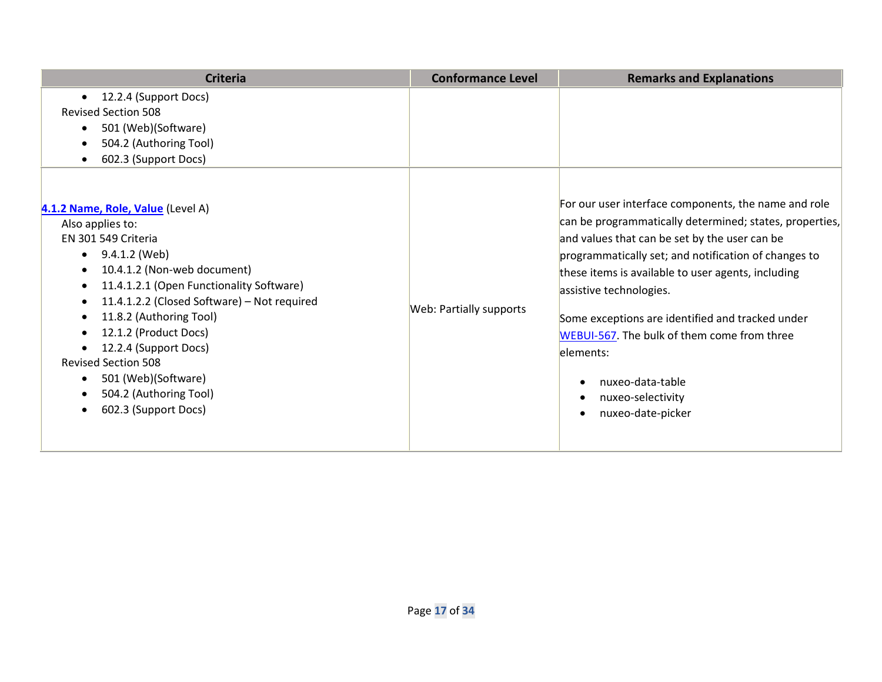| Criteria | Conformance Level | Remarks and Explanations |
| --- | --- | --- |
| <ul><li>12.2.4 (Support Docs)</li></ul>Revised Section 508<ul><li>501 (Web)(Software)</li><li>504.2 (Authoring Tool)</li><li>602.3 (Support Docs)</li></ul> | | |
| **4.1.2 Name, Role, Value** (Level A)<br>Also applies to:<br>EN 301 549 Criteria<ul><li>9.4.1.2 (Web)</li><li>10.4.1.2 (Non-web document)</li><li>11.4.1.2.1 (Open Functionality Software)</li><li>11.4.1.2.2 (Closed Software) – Not required</li><li>11.8.2 (Authoring Tool)</li><li>12.1.2 (Product Docs)</li><li>12.2.4 (Support Docs)</li></ul>Revised Section 508<ul><li>501 (Web)(Software)</li><li>504.2 (Authoring Tool)</li><li>602.3 (Support Docs)</li></ul> | Web: Partially supports | For our user interface components, the name and role can be programmatically determined; states, properties, and values that can be set by the user can be programmatically set; and notification of changes to these items is available to user agents, including assistive technologies.<br><br>Some exceptions are identified and tracked under WEBUI-567. The bulk of them come from three elements:<ul><li>nuxeo-data-table</li><li>nuxeo-selectivity</li><li>nuxeo-date-picker</li></ul> |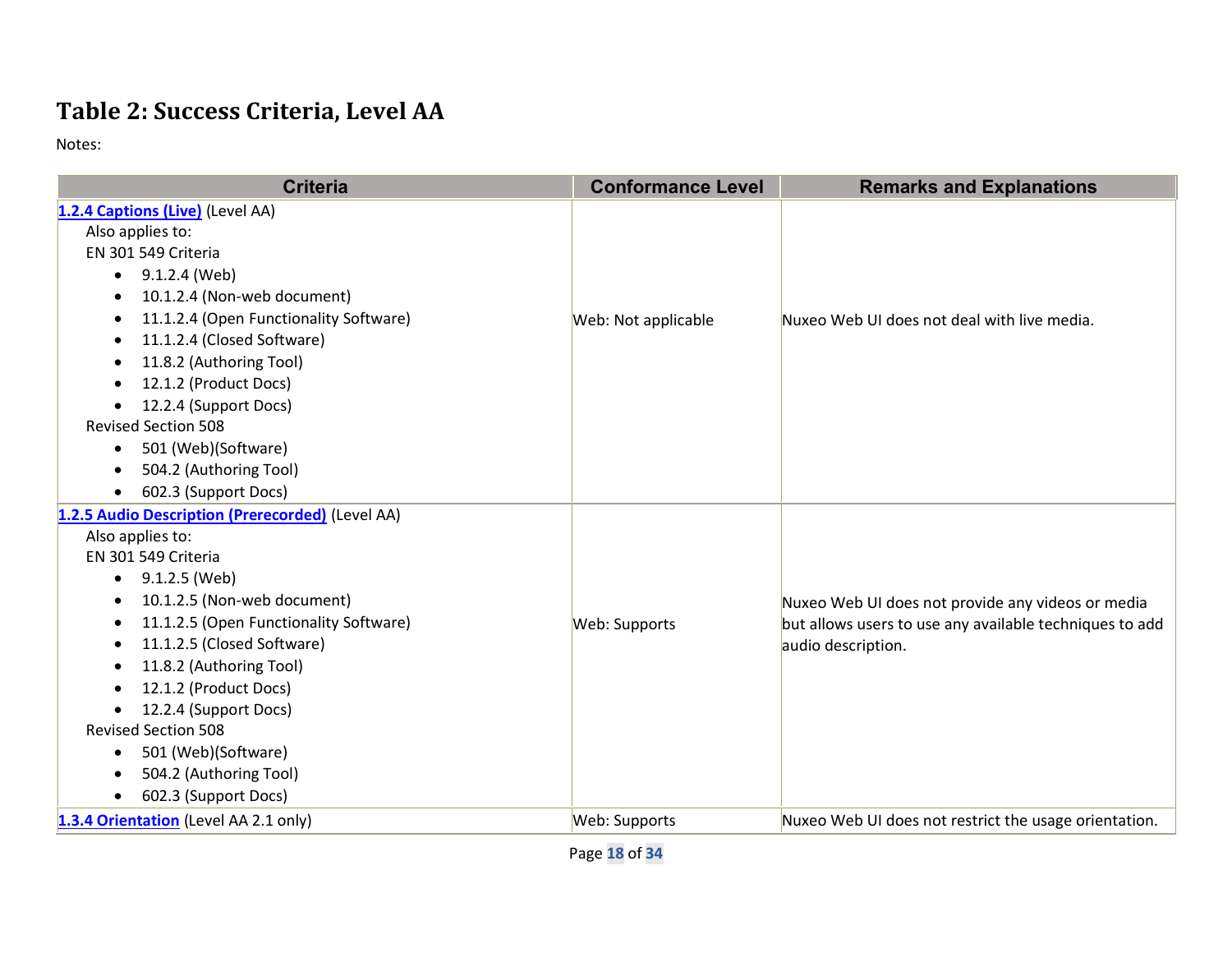# Table 2: Success Criteria, Level AA

Notes:

| Criteria | Conformance Level | Remarks and Explanations |
| --- | --- | --- |
| [1.2.4 Captions (Live)](#) (Level AA)<br>Also applies to:<br>EN 301 549 Criteria<br>• 9.1.2.4 (Web)<br>• 10.1.2.4 (Non-web document)<br>• 11.1.2.4 (Open Functionality Software)<br>• 11.1.2.4 (Closed Software)<br>• 11.8.2 (Authoring Tool)<br>• 12.1.2 (Product Docs)<br>• 12.2.4 (Support Docs)<br>Revised Section 508<br>• 501 (Web)(Software)<br>• 504.2 (Authoring Tool)<br>• 602.3 (Support Docs) | Web: Not applicable | Nuxeo Web UI does not deal with live media. |
| [1.2.5 Audio Description (Prerecorded)](#) (Level AA)<br>Also applies to:<br>EN 301 549 Criteria<br>• 9.1.2.5 (Web)<br>• 10.1.2.5 (Non-web document)<br>• 11.1.2.5 (Open Functionality Software)<br>• 11.1.2.5 (Closed Software)<br>• 11.8.2 (Authoring Tool)<br>• 12.1.2 (Product Docs)<br>• 12.2.4 (Support Docs)<br>Revised Section 508<br>• 501 (Web)(Software)<br>• 504.2 (Authoring Tool)<br>• 602.3 (Support Docs) | Web: Supports | Nuxeo Web UI does not provide any videos or media but allows users to use any available techniques to add audio description. |
| [1.3.4 Orientation](#) (Level AA 2.1 only) | Web: Supports | Nuxeo Web UI does not restrict the usage orientation. |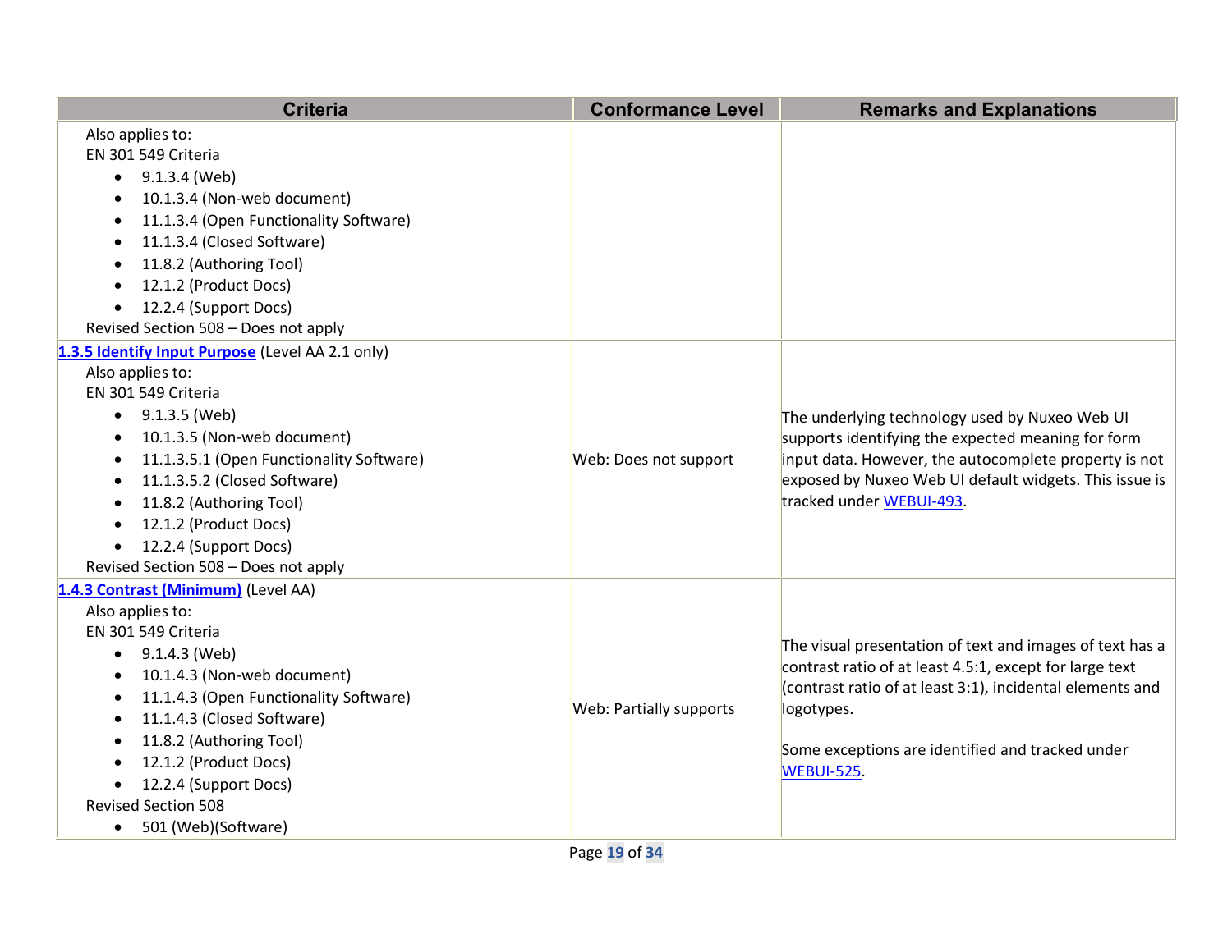| Criteria | Conformance Level | Remarks and Explanations |
|---|---|---|
| Also applies to:<br>EN 301 549 Criteria<br>• 9.1.3.4 (Web)<br>• 10.1.3.4 (Non-web document)<br>• 11.1.3.4 (Open Functionality Software)<br>• 11.1.3.4 (Closed Software)<br>• 11.8.2 (Authoring Tool)<br>• 12.1.2 (Product Docs)<br>• 12.2.4 (Support Docs)<br>Revised Section 508 – Does not apply | | |
| **1.3.5 Identify Input Purpose** (Level AA 2.1 only)<br>Also applies to:<br>EN 301 549 Criteria<br>• 9.1.3.5 (Web)<br>• 10.1.3.5 (Non-web document)<br>• 11.1.3.5.1 (Open Functionality Software)<br>• 11.1.3.5.2 (Closed Software)<br>• 11.8.2 (Authoring Tool)<br>• 12.1.2 (Product Docs)<br>• 12.2.4 (Support Docs)<br>Revised Section 508 – Does not apply | Web: Does not support | The underlying technology used by Nuxeo Web UI supports identifying the expected meaning for form input data. However, the autocomplete property is not exposed by Nuxeo Web UI default widgets. This issue is tracked under WEBUI-493. |
| **1.4.3 Contrast (Minimum)** (Level AA)<br>Also applies to:<br>EN 301 549 Criteria<br>• 9.1.4.3 (Web)<br>• 10.1.4.3 (Non-web document)<br>• 11.1.4.3 (Open Functionality Software)<br>• 11.1.4.3 (Closed Software)<br>• 11.8.2 (Authoring Tool)<br>• 12.1.2 (Product Docs)<br>• 12.2.4 (Support Docs)<br>Revised Section 508<br>• 501 (Web)(Software) | Web: Partially supports | The visual presentation of text and images of text has a contrast ratio of at least 4.5:1, except for large text (contrast ratio of at least 3:1), incidental elements and logotypes.<br><br>Some exceptions are identified and tracked under WEBUI-525. |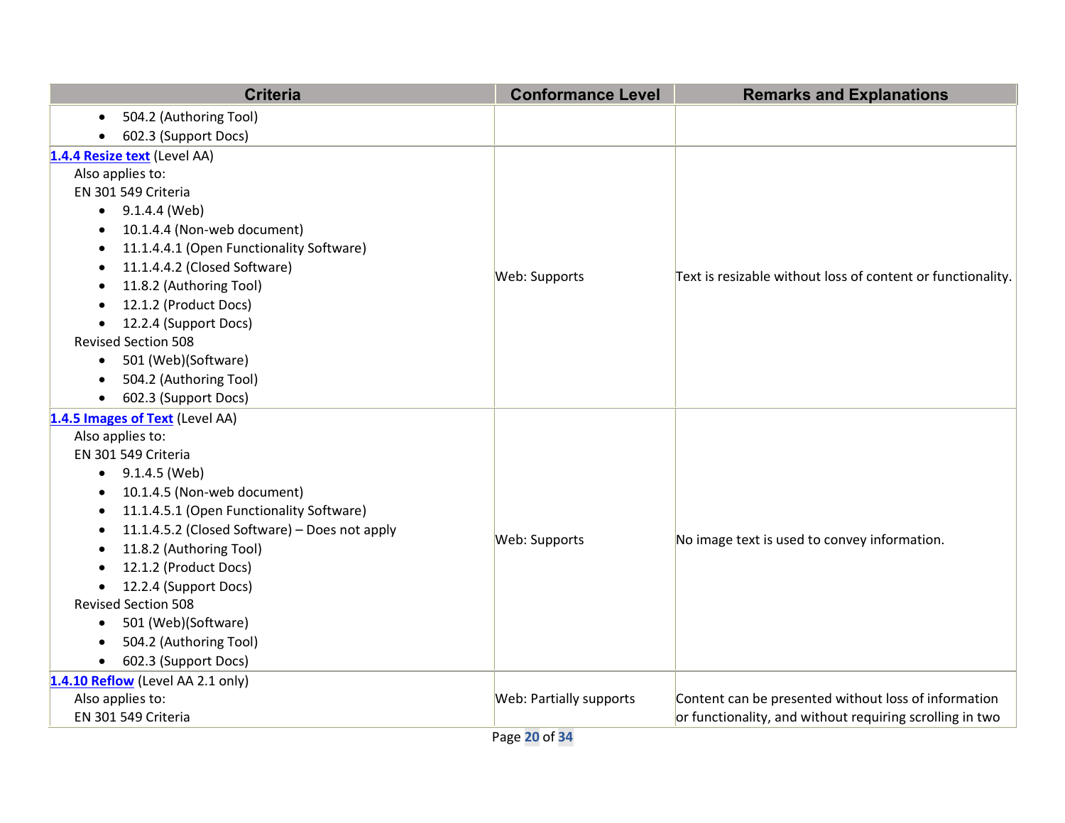| Criteria | Conformance Level | Remarks and Explanations |
|---|---|---|
| • 504.2 (Authoring Tool)<br>• 602.3 (Support Docs) | | |
| **1.4.4 Resize text** (Level AA)<br>Also applies to:<br>EN 301 549 Criteria<br>• 9.1.4.4 (Web)<br>• 10.1.4.4 (Non-web document)<br>• 11.1.4.4.1 (Open Functionality Software)<br>• 11.1.4.4.2 (Closed Software)<br>• 11.8.2 (Authoring Tool)<br>• 12.1.2 (Product Docs)<br>• 12.2.4 (Support Docs)<br>Revised Section 508<br>• 501 (Web)(Software)<br>• 504.2 (Authoring Tool)<br>• 602.3 (Support Docs) | Web: Supports | Text is resizable without loss of content or functionality. |
| **1.4.5 Images of Text** (Level AA)<br>Also applies to:<br>EN 301 549 Criteria<br>• 9.1.4.5 (Web)<br>• 10.1.4.5 (Non-web document)<br>• 11.1.4.5.1 (Open Functionality Software)<br>• 11.1.4.5.2 (Closed Software) – Does not apply<br>• 11.8.2 (Authoring Tool)<br>• 12.1.2 (Product Docs)<br>• 12.2.4 (Support Docs)<br>Revised Section 508<br>• 501 (Web)(Software)<br>• 504.2 (Authoring Tool)<br>• 602.3 (Support Docs) | Web: Supports | No image text is used to convey information. |
| **1.4.10 Reflow** (Level AA 2.1 only)<br>Also applies to:<br>EN 301 549 Criteria | Web: Partially supports | Content can be presented without loss of information or functionality, and without requiring scrolling in two |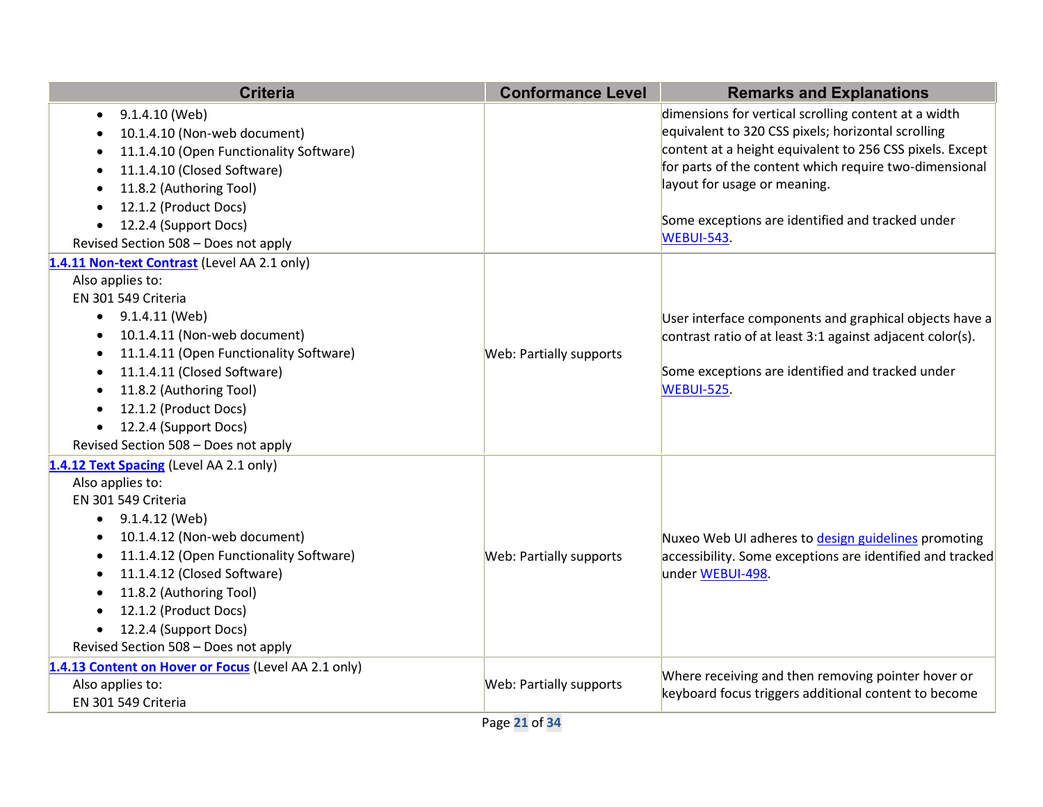| Criteria | Conformance Level | Remarks and Explanations |
| --- | --- | --- |
| <ul><li>9.1.4.10 (Web)</li><li>10.1.4.10 (Non-web document)</li><li>11.1.4.10 (Open Functionality Software)</li><li>11.1.4.10 (Closed Software)</li><li>11.8.2 (Authoring Tool)</li><li>12.1.2 (Product Docs)</li><li>12.2.4 (Support Docs)</li></ul>Revised Section 508 – Does not apply | | dimensions for vertical scrolling content at a width equivalent to 320 CSS pixels; horizontal scrolling content at a height equivalent to 256 CSS pixels. Except for parts of the content which require two-dimensional layout for usage or meaning.<br><br>Some exceptions are identified and tracked under [WEBUI-543](). |
| **[1.4.11 Non-text Contrast]()** (Level AA 2.1 only)<br>Also applies to:<br>EN 301 549 Criteria<ul><li>9.1.4.11 (Web)</li><li>10.1.4.11 (Non-web document)</li><li>11.1.4.11 (Open Functionality Software)</li><li>11.1.4.11 (Closed Software)</li><li>11.8.2 (Authoring Tool)</li><li>12.1.2 (Product Docs)</li><li>12.2.4 (Support Docs)</li></ul>Revised Section 508 – Does not apply | Web: Partially supports | User interface components and graphical objects have a contrast ratio of at least 3:1 against adjacent color(s).<br><br>Some exceptions are identified and tracked under [WEBUI-525](). |
| **[1.4.12 Text Spacing]()** (Level AA 2.1 only)<br>Also applies to:<br>EN 301 549 Criteria<ul><li>9.1.4.12 (Web)</li><li>10.1.4.12 (Non-web document)</li><li>11.1.4.12 (Open Functionality Software)</li><li>11.1.4.12 (Closed Software)</li><li>11.8.2 (Authoring Tool)</li><li>12.1.2 (Product Docs)</li><li>12.2.4 (Support Docs)</li></ul>Revised Section 508 – Does not apply | Web: Partially supports | Nuxeo Web UI adheres to [design guidelines]() promoting accessibility. Some exceptions are identified and tracked under [WEBUI-498](). |
| **[1.4.13 Content on Hover or Focus]()** (Level AA 2.1 only)<br>Also applies to:<br>EN 301 549 Criteria | Web: Partially supports | Where receiving and then removing pointer hover or keyboard focus triggers additional content to become |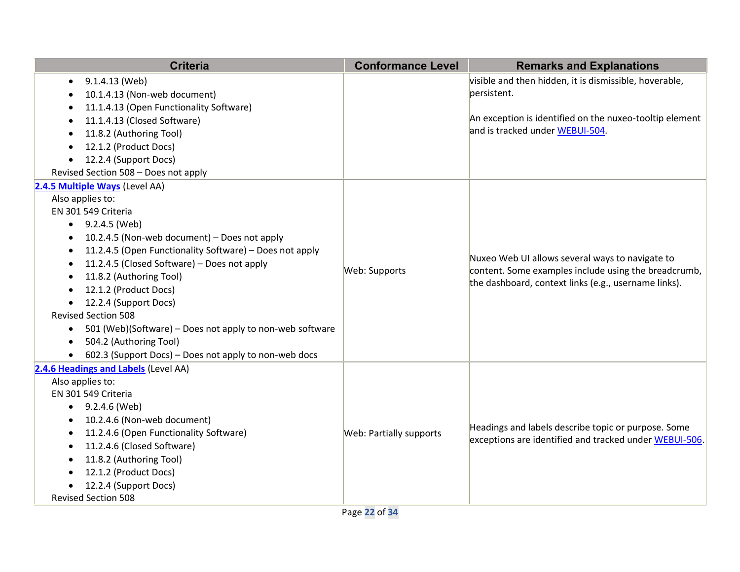| Criteria | Conformance Level | Remarks and Explanations |
|---|---|---|
| • 9.1.4.13 (Web)<br>• 10.1.4.13 (Non-web document)<br>• 11.1.4.13 (Open Functionality Software)<br>• 11.1.4.13 (Closed Software)<br>• 11.8.2 (Authoring Tool)<br>• 12.1.2 (Product Docs)<br>• 12.2.4 (Support Docs)<br>Revised Section 508 – Does not apply | | visible and then hidden, it is dismissible, hoverable, persistent.<br><br>An exception is identified on the nuxeo-tooltip element and is tracked under WEBUI-504. |
| **2.4.5 Multiple Ways** (Level AA)<br>Also applies to:<br>EN 301 549 Criteria<br>• 9.2.4.5 (Web)<br>• 10.2.4.5 (Non-web document) – Does not apply<br>• 11.2.4.5 (Open Functionality Software) – Does not apply<br>• 11.2.4.5 (Closed Software) – Does not apply<br>• 11.8.2 (Authoring Tool)<br>• 12.1.2 (Product Docs)<br>• 12.2.4 (Support Docs)<br>Revised Section 508<br>• 501 (Web)(Software) – Does not apply to non-web software<br>• 504.2 (Authoring Tool)<br>• 602.3 (Support Docs) – Does not apply to non-web docs | Web: Supports | Nuxeo Web UI allows several ways to navigate to content. Some examples include using the breadcrumb, the dashboard, context links (e.g., username links). |
| **2.4.6 Headings and Labels** (Level AA)<br>Also applies to:<br>EN 301 549 Criteria<br>• 9.2.4.6 (Web)<br>• 10.2.4.6 (Non-web document)<br>• 11.2.4.6 (Open Functionality Software)<br>• 11.2.4.6 (Closed Software)<br>• 11.8.2 (Authoring Tool)<br>• 12.1.2 (Product Docs)<br>• 12.2.4 (Support Docs)<br>Revised Section 508 | Web: Partially supports | Headings and labels describe topic or purpose. Some exceptions are identified and tracked under WEBUI-506. |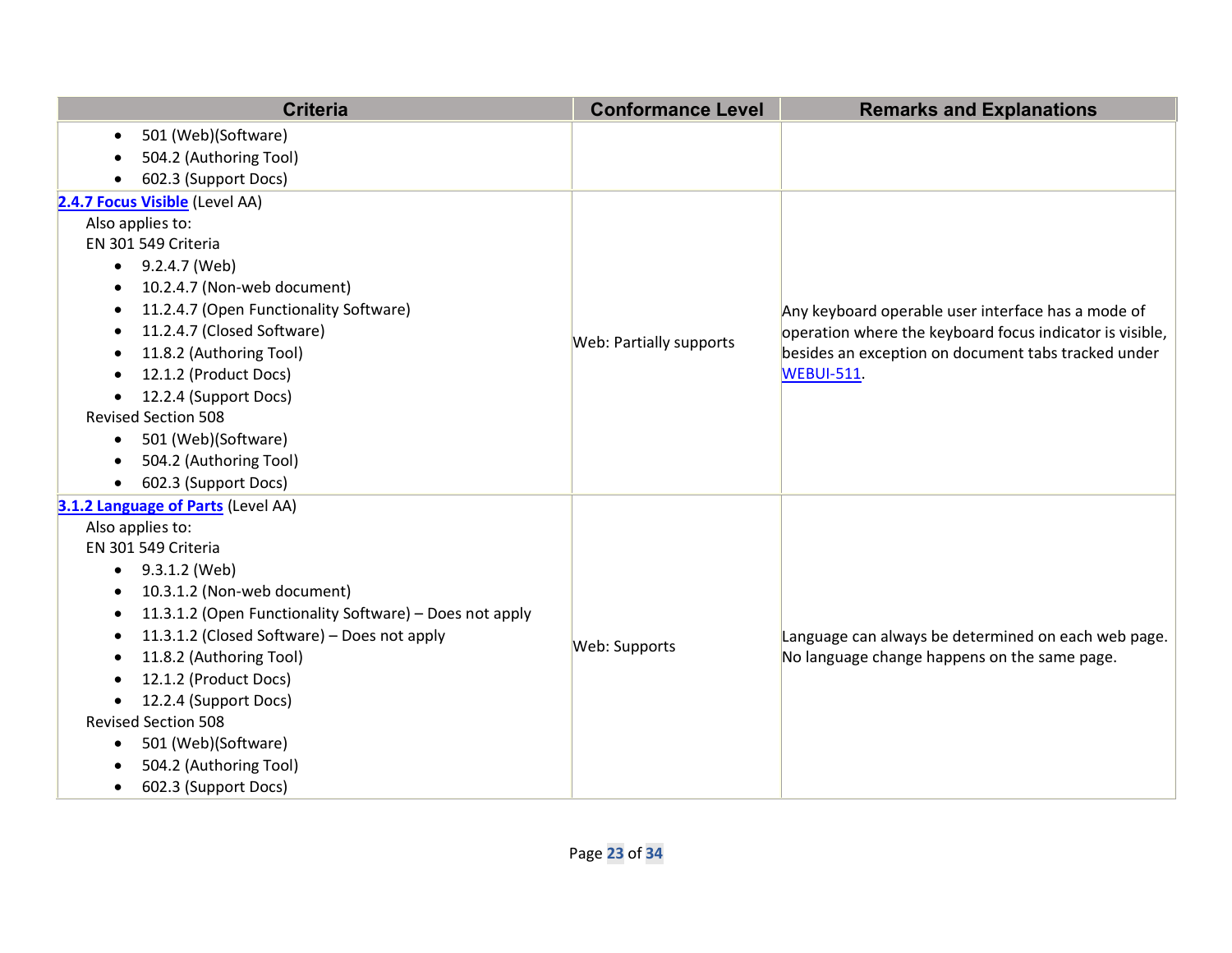| Criteria | Conformance Level | Remarks and Explanations |
|---|---|---|
| <ul><li>501 (Web)(Software)</li><li>504.2 (Authoring Tool)</li><li>602.3 (Support Docs)</li></ul> | | |
| **2.4.7 Focus Visible** (Level AA)<br>Also applies to:<br>EN 301 549 Criteria<ul><li>9.2.4.7 (Web)</li><li>10.2.4.7 (Non-web document)</li><li>11.2.4.7 (Open Functionality Software)</li><li>11.2.4.7 (Closed Software)</li><li>11.8.2 (Authoring Tool)</li><li>12.1.2 (Product Docs)</li><li>12.2.4 (Support Docs)</li></ul>Revised Section 508<ul><li>501 (Web)(Software)</li><li>504.2 (Authoring Tool)</li><li>602.3 (Support Docs)</li></ul> | Web: Partially supports | Any keyboard operable user interface has a mode of operation where the keyboard focus indicator is visible, besides an exception on document tabs tracked under WEBUI-511. |
| **3.1.2 Language of Parts** (Level AA)<br>Also applies to:<br>EN 301 549 Criteria<ul><li>9.3.1.2 (Web)</li><li>10.3.1.2 (Non-web document)</li><li>11.3.1.2 (Open Functionality Software) – Does not apply</li><li>11.3.1.2 (Closed Software) – Does not apply</li><li>11.8.2 (Authoring Tool)</li><li>12.1.2 (Product Docs)</li><li>12.2.4 (Support Docs)</li></ul>Revised Section 508<ul><li>501 (Web)(Software)</li><li>504.2 (Authoring Tool)</li><li>602.3 (Support Docs)</li></ul> | Web: Supports | Language can always be determined on each web page. No language change happens on the same page. |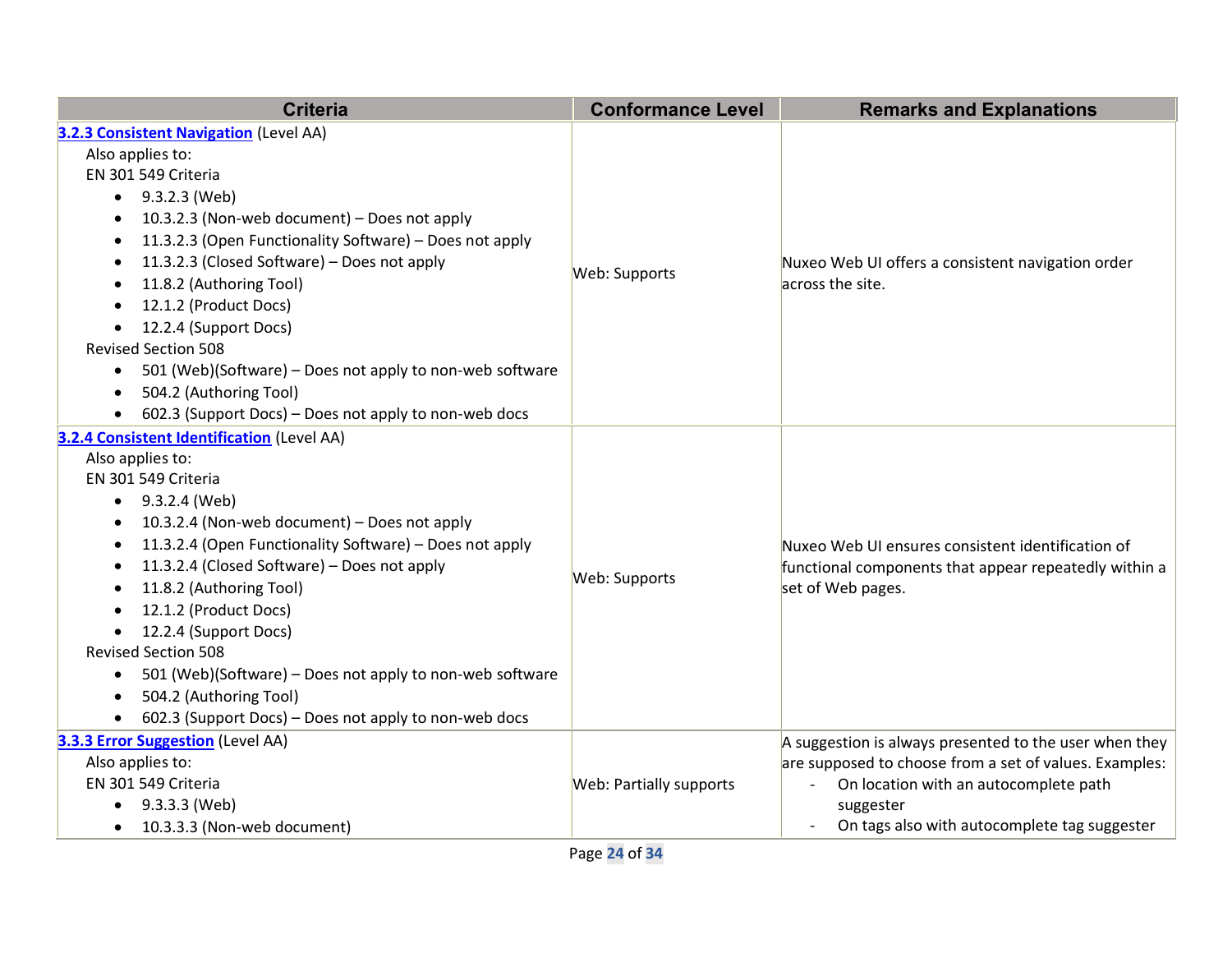| Criteria | Conformance Level | Remarks and Explanations |
|---|---|---|
| **3.2.3 Consistent Navigation** (Level AA)<br>Also applies to:<br>EN 301 549 Criteria<br>• 9.3.2.3 (Web)<br>• 10.3.2.3 (Non-web document) – Does not apply<br>• 11.3.2.3 (Open Functionality Software) – Does not apply<br>• 11.3.2.3 (Closed Software) – Does not apply<br>• 11.8.2 (Authoring Tool)<br>• 12.1.2 (Product Docs)<br>• 12.2.4 (Support Docs)<br>Revised Section 508<br>• 501 (Web)(Software) – Does not apply to non-web software<br>• 504.2 (Authoring Tool)<br>• 602.3 (Support Docs) – Does not apply to non-web docs | Web: Supports | Nuxeo Web UI offers a consistent navigation order across the site. |
| **3.2.4 Consistent Identification** (Level AA)<br>Also applies to:<br>EN 301 549 Criteria<br>• 9.3.2.4 (Web)<br>• 10.3.2.4 (Non-web document) – Does not apply<br>• 11.3.2.4 (Open Functionality Software) – Does not apply<br>• 11.3.2.4 (Closed Software) – Does not apply<br>• 11.8.2 (Authoring Tool)<br>• 12.1.2 (Product Docs)<br>• 12.2.4 (Support Docs)<br>Revised Section 508<br>• 501 (Web)(Software) – Does not apply to non-web software<br>• 504.2 (Authoring Tool)<br>• 602.3 (Support Docs) – Does not apply to non-web docs | Web: Supports | Nuxeo Web UI ensures consistent identification of functional components that appear repeatedly within a set of Web pages. |
| **3.3.3 Error Suggestion** (Level AA)<br>Also applies to:<br>EN 301 549 Criteria<br>• 9.3.3.3 (Web)<br>• 10.3.3.3 (Non-web document) | Web: Partially supports | A suggestion is always presented to the user when they are supposed to choose from a set of values. Examples:<br>- On location with an autocomplete path suggester<br>- On tags also with autocomplete tag suggester |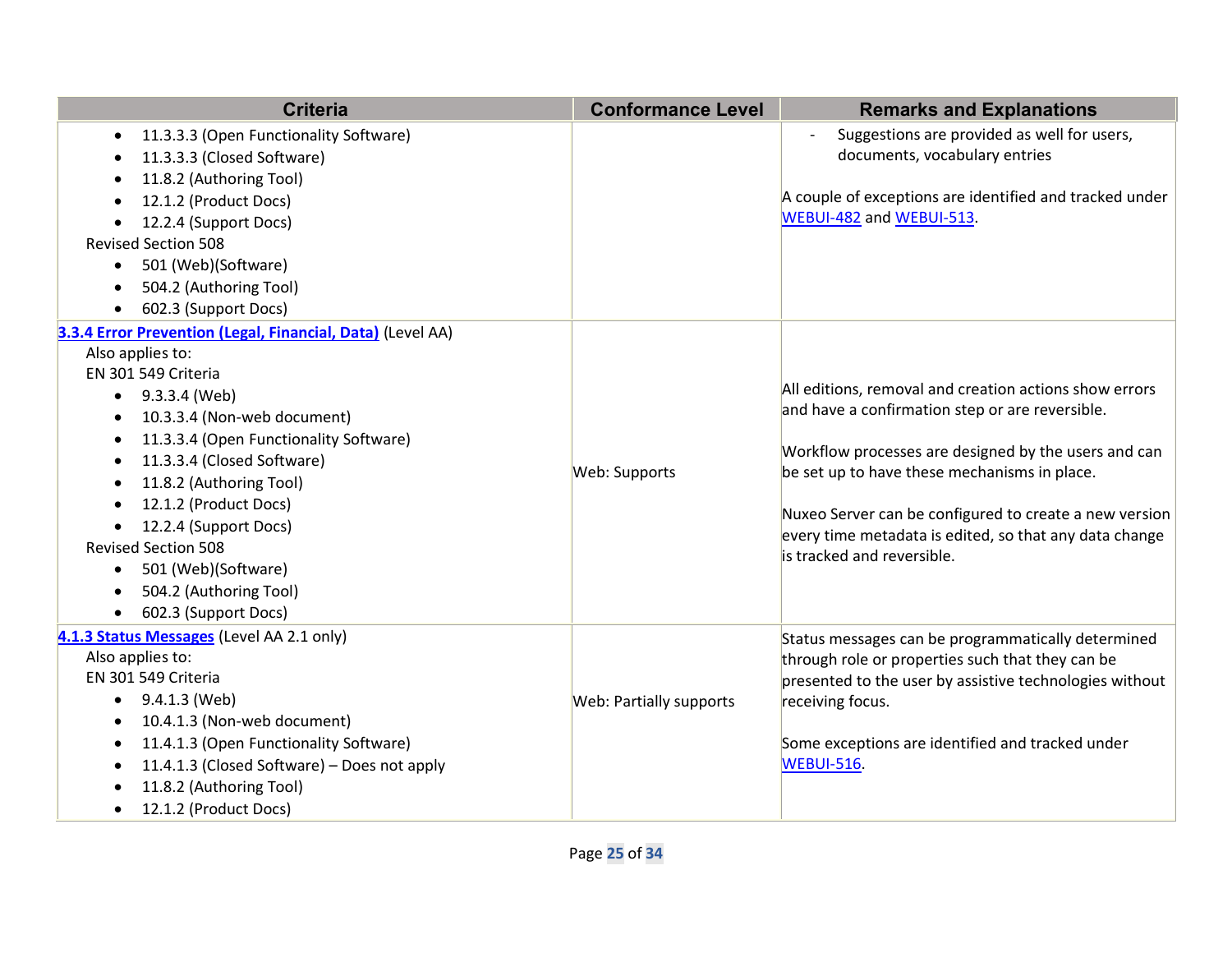| Criteria | Conformance Level | Remarks and Explanations |
|---|---|---|
| • 11.3.3.3 (Open Functionality Software)<br>• 11.3.3.3 (Closed Software)<br>• 11.8.2 (Authoring Tool)<br>• 12.1.2 (Product Docs)<br>• 12.2.4 (Support Docs)<br>Revised Section 508<br>• 501 (Web)(Software)<br>• 504.2 (Authoring Tool)<br>• 602.3 (Support Docs) | | - Suggestions are provided as well for users, documents, vocabulary entries<br><br>A couple of exceptions are identified and tracked under [WEBUI-482]() and [WEBUI-513](). |
| **[3.3.4 Error Prevention (Legal, Financial, Data)]()** (Level AA)<br>Also applies to:<br>EN 301 549 Criteria<br>• 9.3.3.4 (Web)<br>• 10.3.3.4 (Non-web document)<br>• 11.3.3.4 (Open Functionality Software)<br>• 11.3.3.4 (Closed Software)<br>• 11.8.2 (Authoring Tool)<br>• 12.1.2 (Product Docs)<br>• 12.2.4 (Support Docs)<br>Revised Section 508<br>• 501 (Web)(Software)<br>• 504.2 (Authoring Tool)<br>• 602.3 (Support Docs) | Web: Supports | All editions, removal and creation actions show errors and have a confirmation step or are reversible.<br><br>Workflow processes are designed by the users and can be set up to have these mechanisms in place.<br><br>Nuxeo Server can be configured to create a new version every time metadata is edited, so that any data change is tracked and reversible. |
| **[4.1.3 Status Messages]()** (Level AA 2.1 only)<br>Also applies to:<br>EN 301 549 Criteria<br>• 9.4.1.3 (Web)<br>• 10.4.1.3 (Non-web document)<br>• 11.4.1.3 (Open Functionality Software)<br>• 11.4.1.3 (Closed Software) – Does not apply<br>• 11.8.2 (Authoring Tool)<br>• 12.1.2 (Product Docs) | Web: Partially supports | Status messages can be programmatically determined through role or properties such that they can be presented to the user by assistive technologies without receiving focus.<br><br>Some exceptions are identified and tracked under [WEBUI-516](). |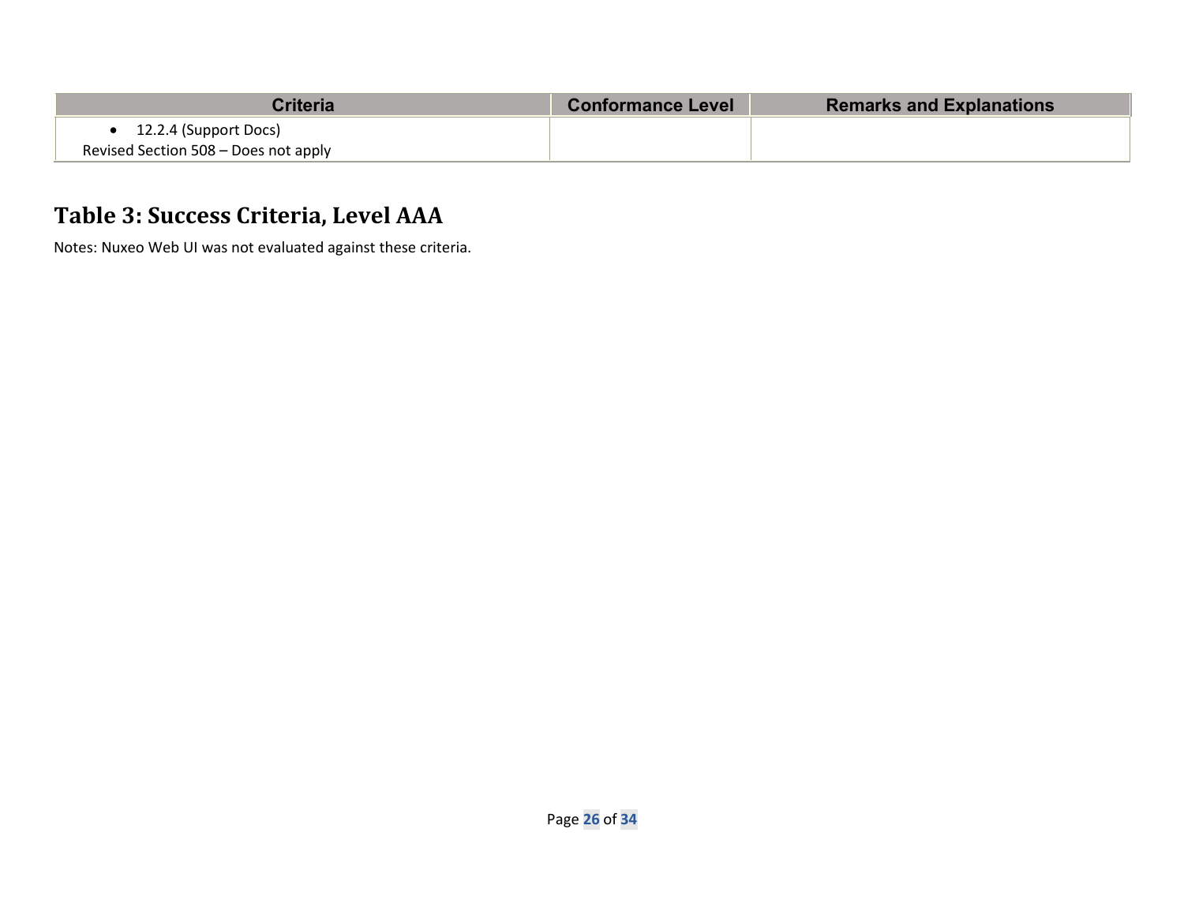| Criteria | Conformance Level | Remarks and Explanations |
| --- | --- | --- |
| • 12.2.4 (Support Docs)<br>Revised Section 508 – Does not apply | | |

## Table 3: Success Criteria, Level AAA

Notes: Nuxeo Web UI was not evaluated against these criteria.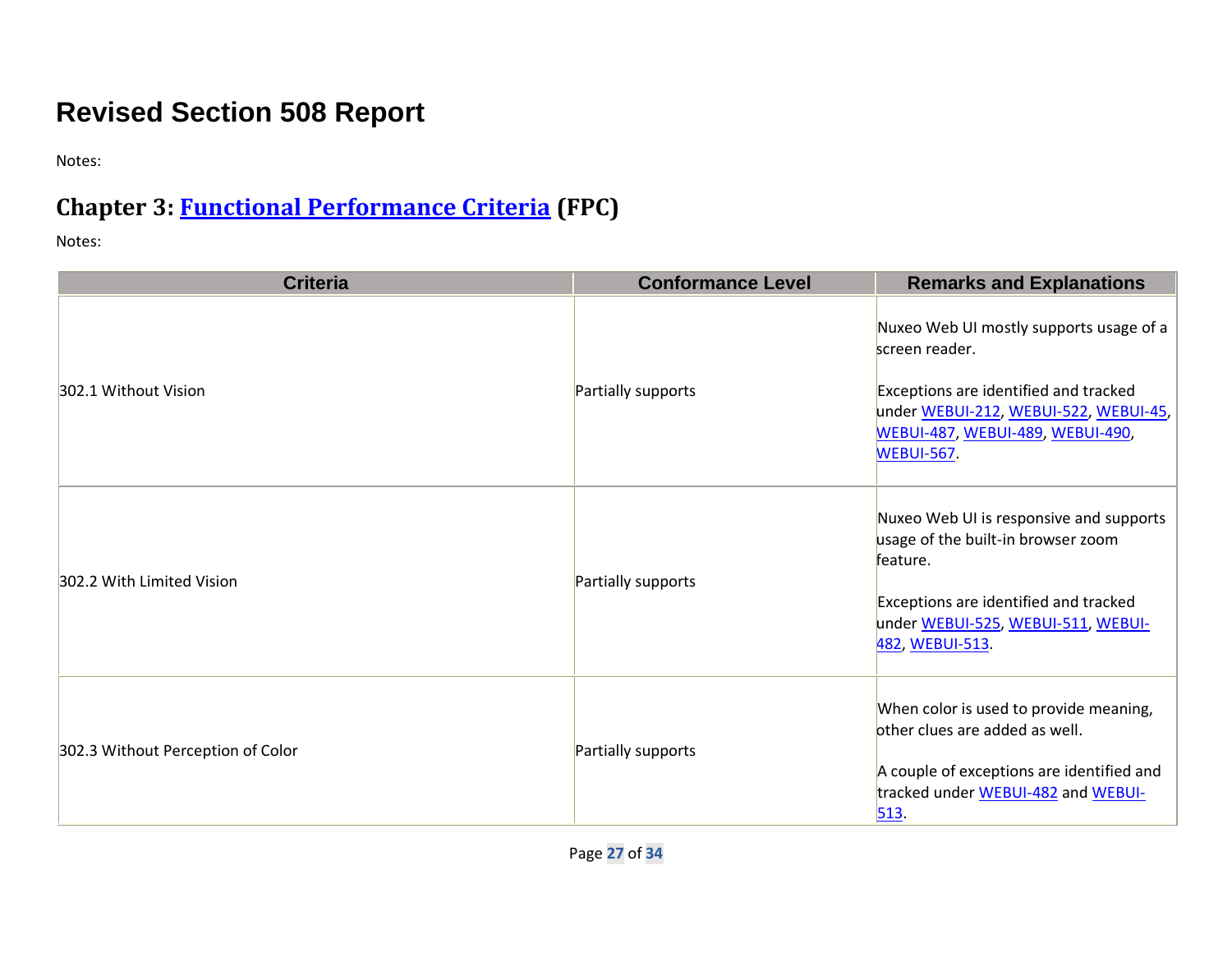# Revised Section 508 Report

Notes:

## Chapter 3: Functional Performance Criteria (FPC)

Notes:

| Criteria | Conformance Level | Remarks and Explanations |
|---|---|---|
| 302.1 Without Vision | Partially supports | Nuxeo Web UI mostly supports usage of a screen reader.<br><br>Exceptions are identified and tracked under WEBUI-212, WEBUI-522, WEBUI-45, WEBUI-487, WEBUI-489, WEBUI-490, WEBUI-567. |
| 302.2 With Limited Vision | Partially supports | Nuxeo Web UI is responsive and supports usage of the built-in browser zoom feature.<br><br>Exceptions are identified and tracked under WEBUI-525, WEBUI-511, WEBUI-482, WEBUI-513. |
| 302.3 Without Perception of Color | Partially supports | When color is used to provide meaning, other clues are added as well.<br><br>A couple of exceptions are identified and tracked under WEBUI-482 and WEBUI-513. |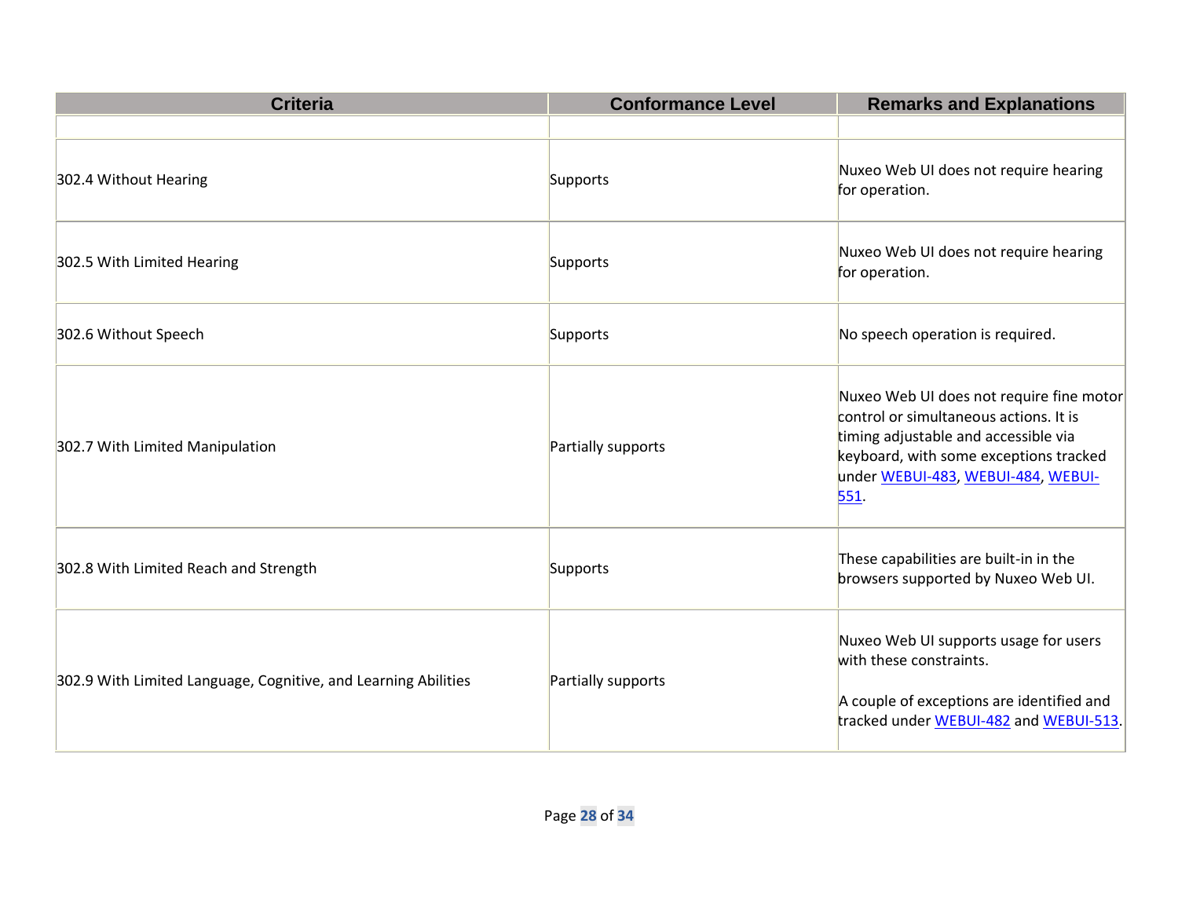| Criteria | Conformance Level | Remarks and Explanations |
|---|---|---|
| | | |
| 302.4 Without Hearing | Supports | Nuxeo Web UI does not require hearing for operation. |
| 302.5 With Limited Hearing | Supports | Nuxeo Web UI does not require hearing for operation. |
| 302.6 Without Speech | Supports | No speech operation is required. |
| 302.7 With Limited Manipulation | Partially supports | Nuxeo Web UI does not require fine motor control or simultaneous actions. It is timing adjustable and accessible via keyboard, with some exceptions tracked under WEBUI-483, WEBUI-484, WEBUI-551. |
| 302.8 With Limited Reach and Strength | Supports | These capabilities are built-in in the browsers supported by Nuxeo Web UI. |
| 302.9 With Limited Language, Cognitive, and Learning Abilities | Partially supports | Nuxeo Web UI supports usage for users with these constraints.<br><br>A couple of exceptions are identified and tracked under WEBUI-482 and WEBUI-513. |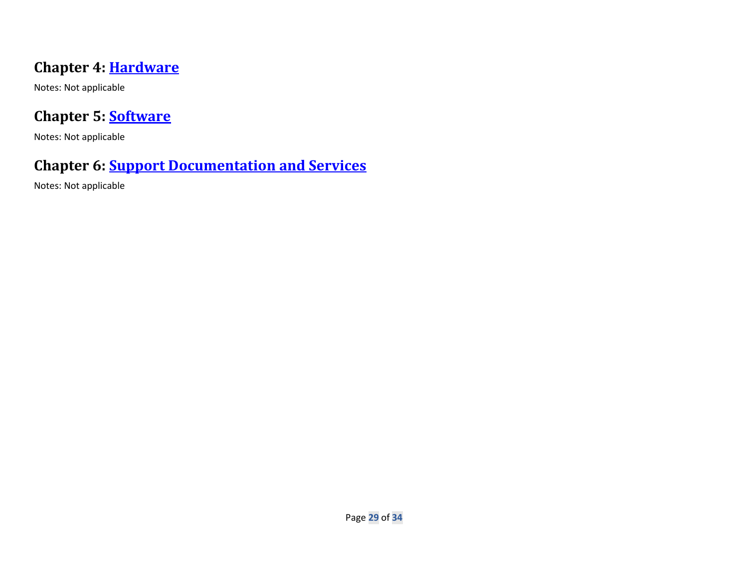## Chapter 4: Hardware

Notes: Not applicable

## Chapter 5: Software

Notes: Not applicable

## Chapter 6: Support Documentation and Services

Notes: Not applicable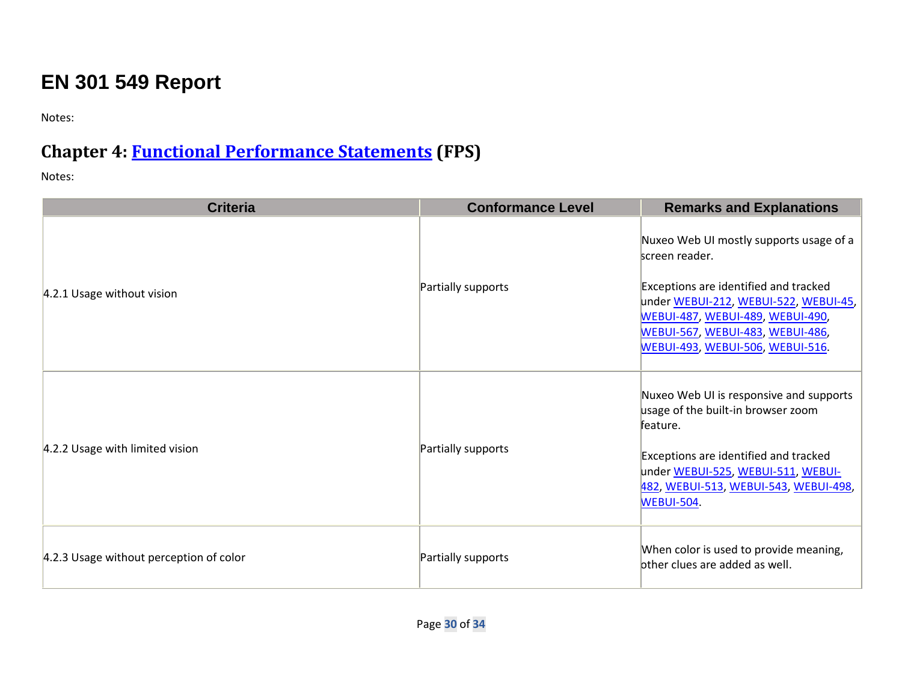# EN 301 549 Report

Notes:

## Chapter 4: Functional Performance Statements (FPS)

Notes:

| Criteria | Conformance Level | Remarks and Explanations |
|---|---|---|
| 4.2.1 Usage without vision | Partially supports | Nuxeo Web UI mostly supports usage of a screen reader.<br><br>Exceptions are identified and tracked under WEBUI-212, WEBUI-522, WEBUI-45, WEBUI-487, WEBUI-489, WEBUI-490, WEBUI-567, WEBUI-483, WEBUI-486, WEBUI-493, WEBUI-506, WEBUI-516. |
| 4.2.2 Usage with limited vision | Partially supports | Nuxeo Web UI is responsive and supports usage of the built-in browser zoom feature.<br><br>Exceptions are identified and tracked under WEBUI-525, WEBUI-511, WEBUI-482, WEBUI-513, WEBUI-543, WEBUI-498, WEBUI-504. |
| 4.2.3 Usage without perception of color | Partially supports | When color is used to provide meaning, other clues are added as well. |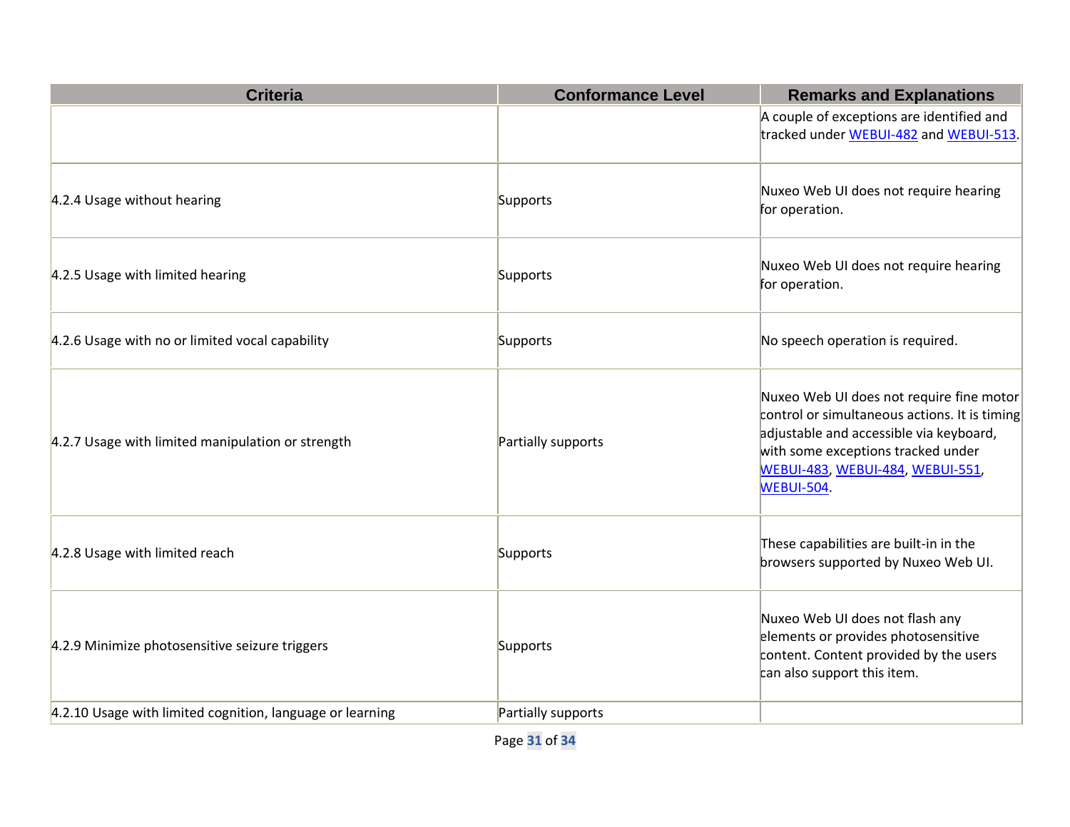| Criteria | Conformance Level | Remarks and Explanations |
| --- | --- | --- |
| | | A couple of exceptions are identified and tracked under WEBUI-482 and WEBUI-513. |
| 4.2.4 Usage without hearing | Supports | Nuxeo Web UI does not require hearing for operation. |
| 4.2.5 Usage with limited hearing | Supports | Nuxeo Web UI does not require hearing for operation. |
| 4.2.6 Usage with no or limited vocal capability | Supports | No speech operation is required. |
| 4.2.7 Usage with limited manipulation or strength | Partially supports | Nuxeo Web UI does not require fine motor control or simultaneous actions. It is timing adjustable and accessible via keyboard, with some exceptions tracked under WEBUI-483, WEBUI-484, WEBUI-551, WEBUI-504. |
| 4.2.8 Usage with limited reach | Supports | These capabilities are built-in in the browsers supported by Nuxeo Web UI. |
| 4.2.9 Minimize photosensitive seizure triggers | Supports | Nuxeo Web UI does not flash any elements or provides photosensitive content. Content provided by the users can also support this item. |
| 4.2.10 Usage with limited cognition, language or learning | Partially supports | |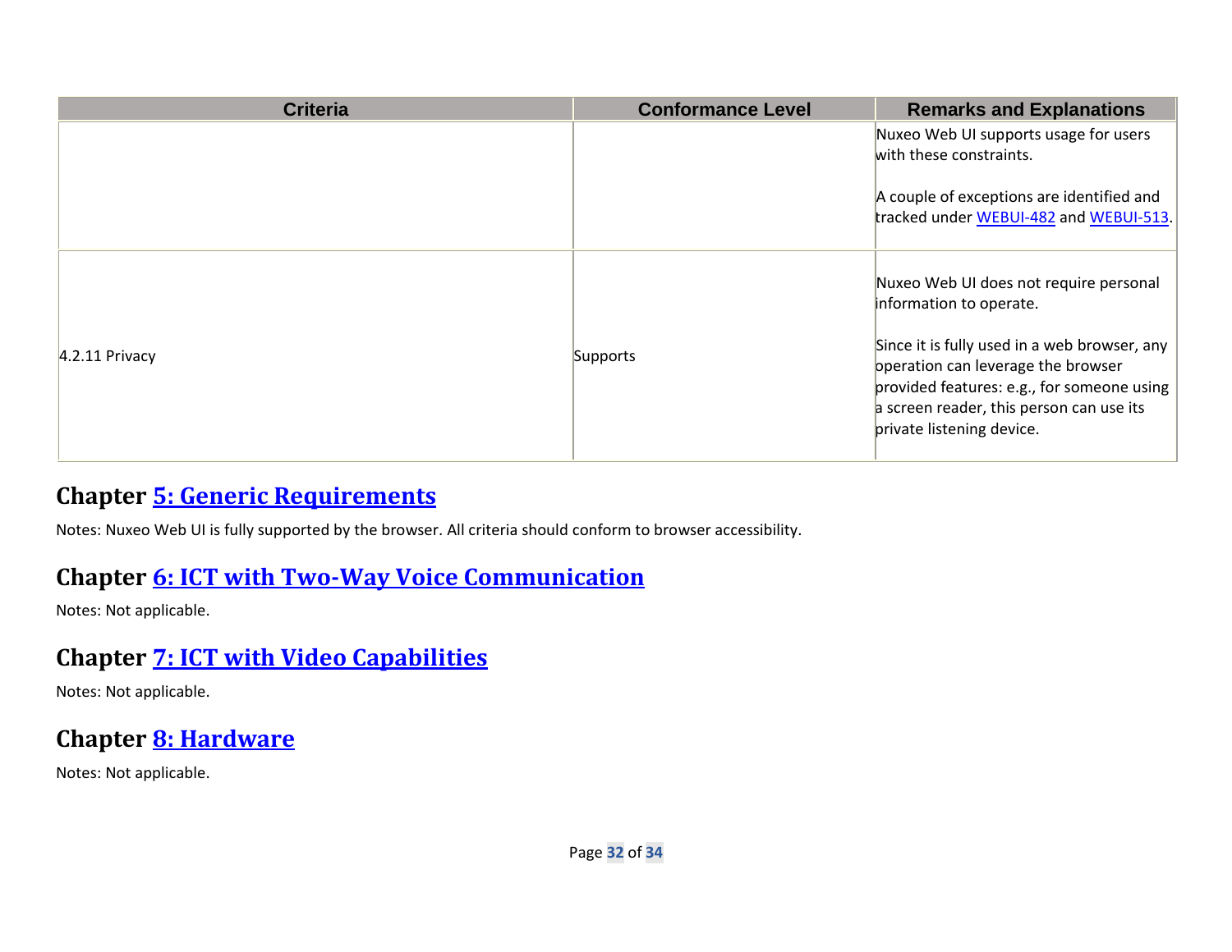| Criteria | Conformance Level | Remarks and Explanations |
|---|---|---|
| | | Nuxeo Web UI supports usage for users with these constraints.<br><br>A couple of exceptions are identified and tracked under [WEBUI-482]() and [WEBUI-513](). |
| 4.2.11 Privacy | Supports | Nuxeo Web UI does not require personal information to operate.<br><br>Since it is fully used in a web browser, any operation can leverage the browser provided features: e.g., for someone using a screen reader, this person can use its private listening device. |

## Chapter [5: Generic Requirements]()

Notes: Nuxeo Web UI is fully supported by the browser. All criteria should conform to browser accessibility.

## Chapter [6: ICT with Two-Way Voice Communication]()

Notes: Not applicable.

## Chapter [7: ICT with Video Capabilities]()

Notes: Not applicable.

## Chapter [8: Hardware]()

Notes: Not applicable.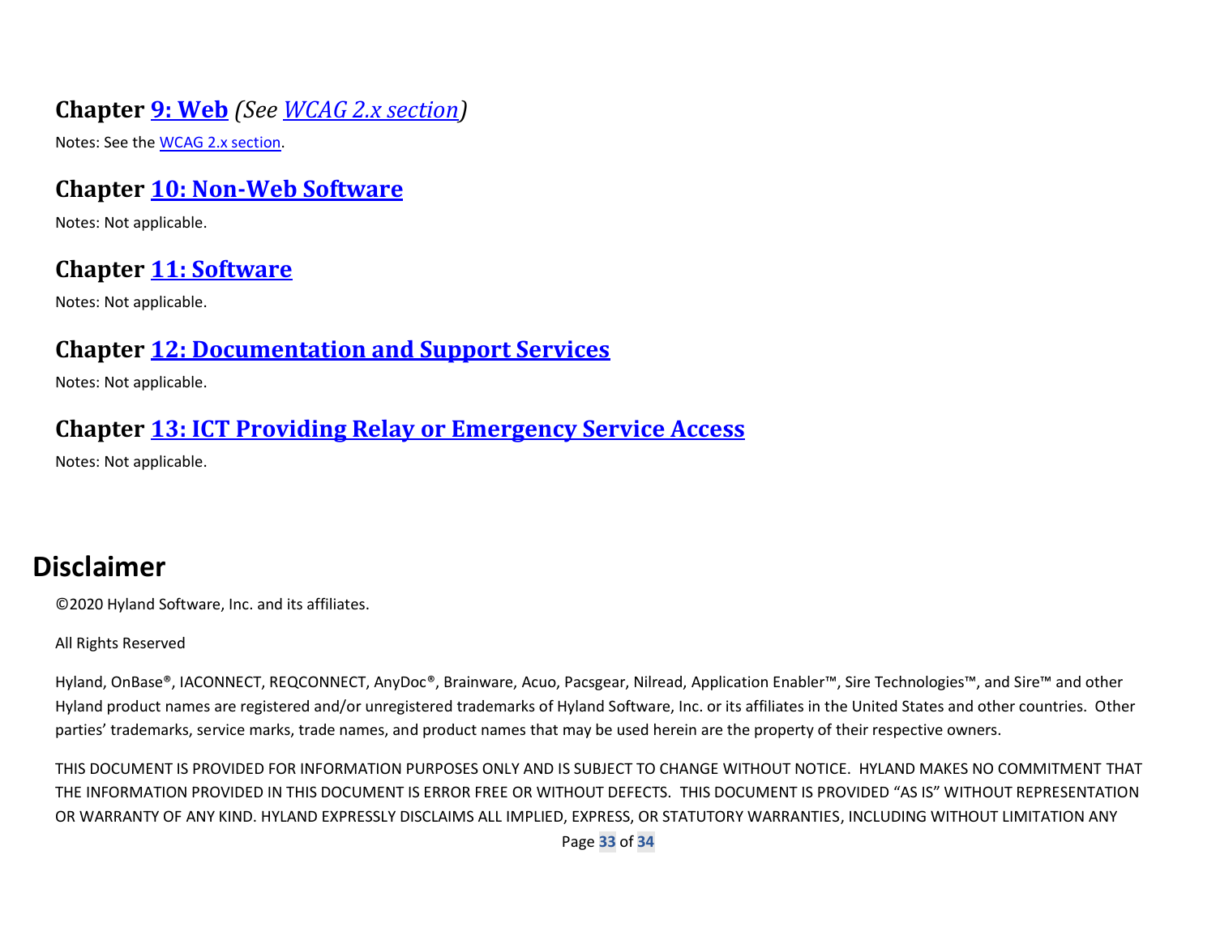### Chapter 9: Web *(See WCAG 2.x section)*

Notes: See the WCAG 2.x section.

### Chapter 10: Non-Web Software

Notes: Not applicable.

### Chapter 11: Software

Notes: Not applicable.

### Chapter 12: Documentation and Support Services

Notes: Not applicable.

### Chapter 13: ICT Providing Relay or Emergency Service Access

Notes: Not applicable.

## Disclaimer

©2020 Hyland Software, Inc. and its affiliates.

All Rights Reserved

Hyland, OnBase®, IACONNECT, REQCONNECT, AnyDoc®, Brainware, Acuo, Pacsgear, Nilread, Application Enabler™, Sire Technologies™, and Sire™ and other Hyland product names are registered and/or unregistered trademarks of Hyland Software, Inc. or its affiliates in the United States and other countries. Other parties' trademarks, service marks, trade names, and product names that may be used herein are the property of their respective owners.

THIS DOCUMENT IS PROVIDED FOR INFORMATION PURPOSES ONLY AND IS SUBJECT TO CHANGE WITHOUT NOTICE. HYLAND MAKES NO COMMITMENT THAT THE INFORMATION PROVIDED IN THIS DOCUMENT IS ERROR FREE OR WITHOUT DEFECTS. THIS DOCUMENT IS PROVIDED "AS IS" WITHOUT REPRESENTATION OR WARRANTY OF ANY KIND. HYLAND EXPRESSLY DISCLAIMS ALL IMPLIED, EXPRESS, OR STATUTORY WARRANTIES, INCLUDING WITHOUT LIMITATION ANY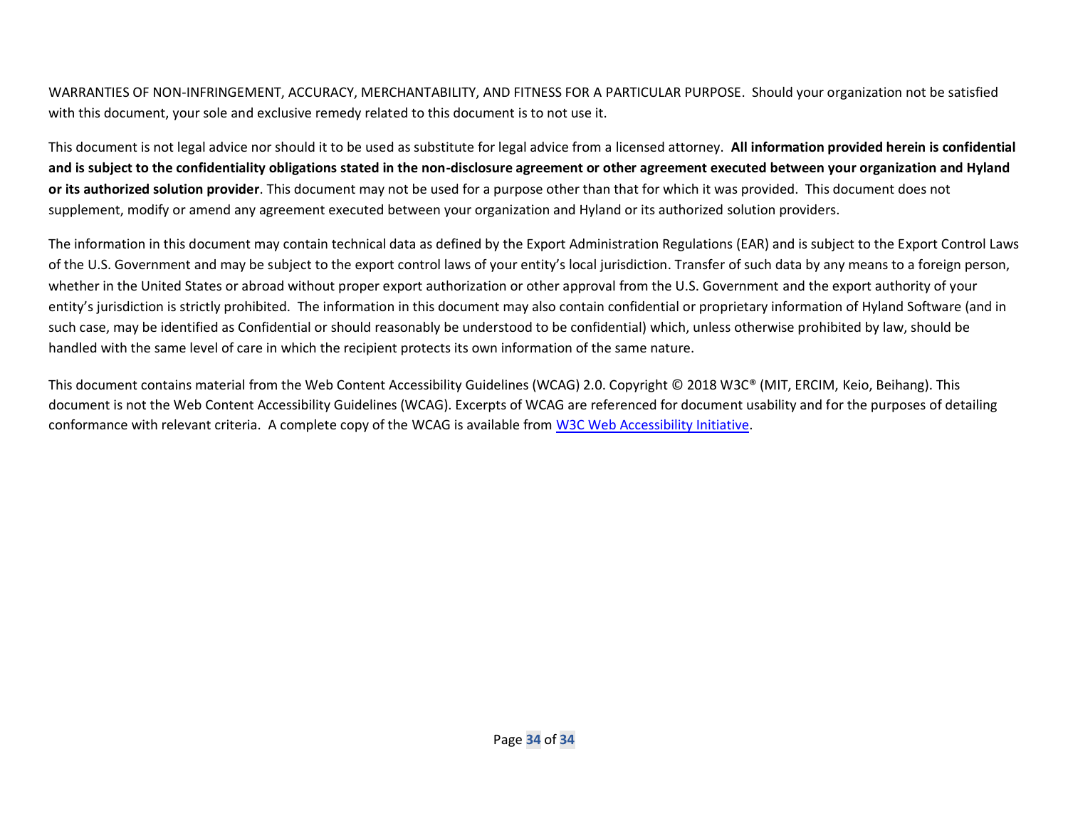WARRANTIES OF NON-INFRINGEMENT, ACCURACY, MERCHANTABILITY, AND FITNESS FOR A PARTICULAR PURPOSE. Should your organization not be satisfied with this document, your sole and exclusive remedy related to this document is to not use it.

This document is not legal advice nor should it to be used as substitute for legal advice from a licensed attorney. **All information provided herein is confidential and is subject to the confidentiality obligations stated in the non-disclosure agreement or other agreement executed between your organization and Hyland or its authorized solution provider**. This document may not be used for a purpose other than that for which it was provided. This document does not supplement, modify or amend any agreement executed between your organization and Hyland or its authorized solution providers.

The information in this document may contain technical data as defined by the Export Administration Regulations (EAR) and is subject to the Export Control Laws of the U.S. Government and may be subject to the export control laws of your entity's local jurisdiction. Transfer of such data by any means to a foreign person, whether in the United States or abroad without proper export authorization or other approval from the U.S. Government and the export authority of your entity's jurisdiction is strictly prohibited. The information in this document may also contain confidential or proprietary information of Hyland Software (and in such case, may be identified as Confidential or should reasonably be understood to be confidential) which, unless otherwise prohibited by law, should be handled with the same level of care in which the recipient protects its own information of the same nature.

This document contains material from the Web Content Accessibility Guidelines (WCAG) 2.0. Copyright © 2018 W3C® (MIT, ERCIM, Keio, Beihang). This document is not the Web Content Accessibility Guidelines (WCAG). Excerpts of WCAG are referenced for document usability and for the purposes of detailing conformance with relevant criteria. A complete copy of the WCAG is available from [W3C Web Accessibility Initiative](https://www.w3.org/WAI/).